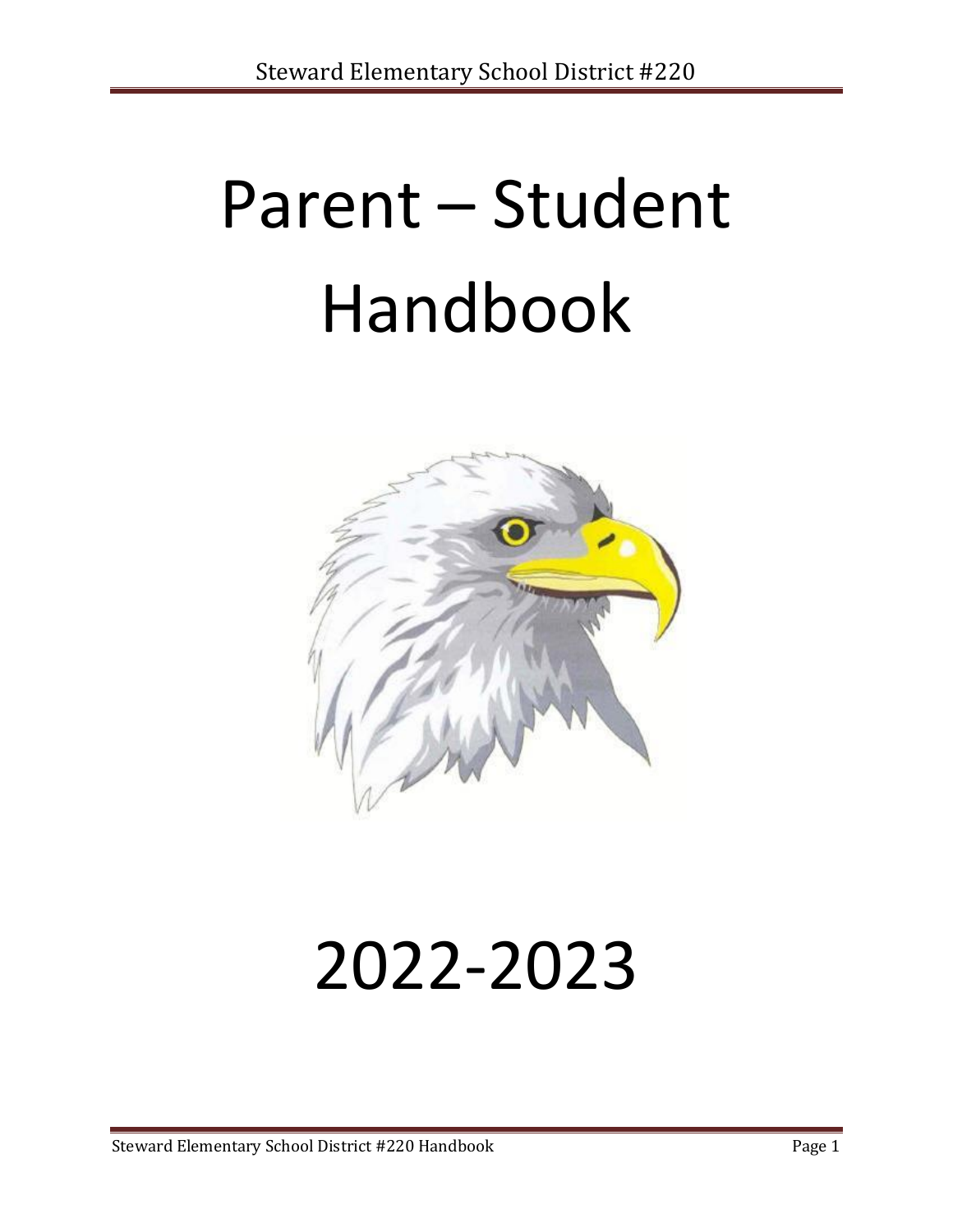# Parent – Student Handbook

# 2022-2023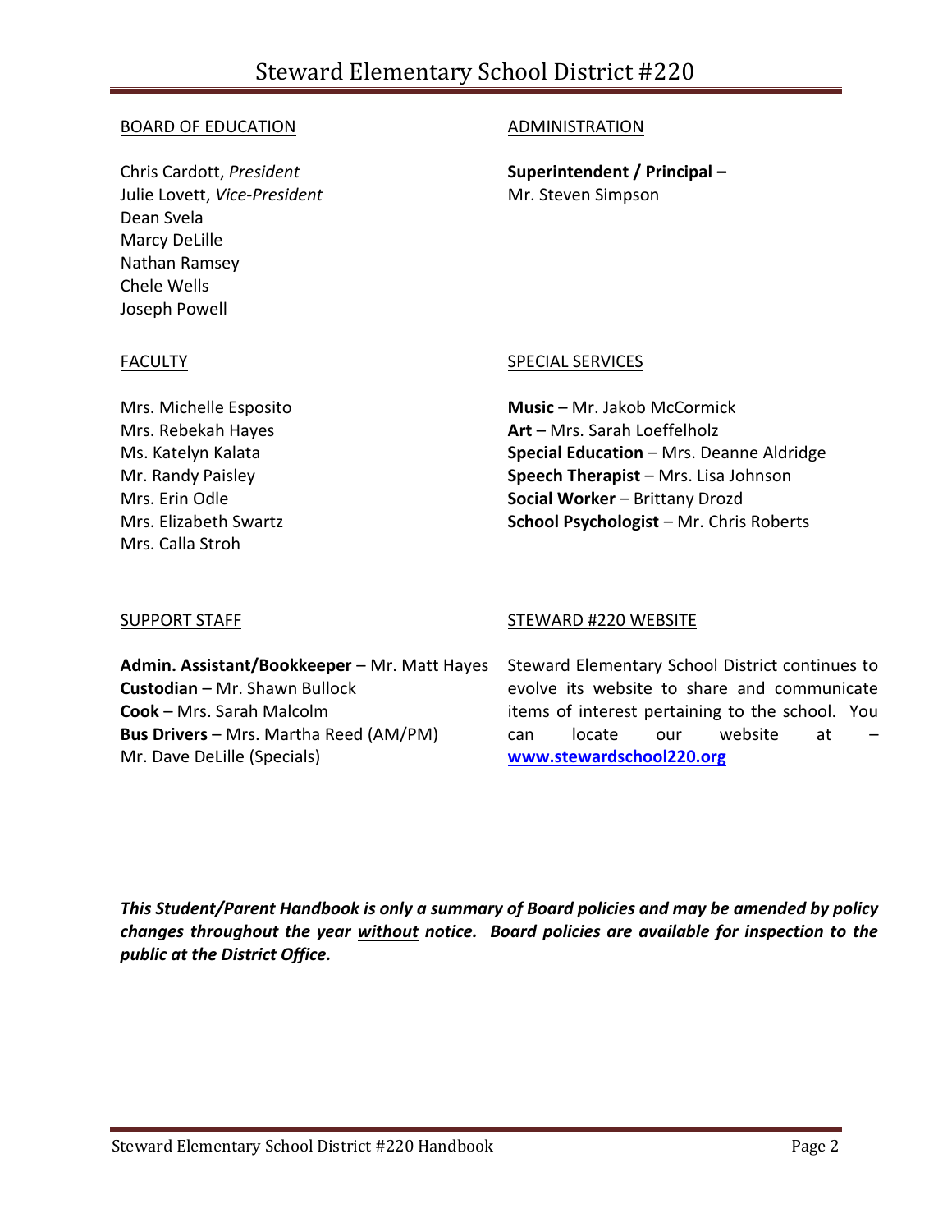# Steward Elementary School District #220

## BOARD OF EDUCATION

Chris Cardott, *President*
Julie Lovett, *Vice-President*
Dean Svela
Marcy DeLille
Nathan Ramsey
Chele Wells
Joseph Powell

## ADMINISTRATION

**Superintendent / Principal –**
Mr. Steven Simpson

## FACULTY

Mrs. Michelle Esposito
Mrs. Rebekah Hayes
Ms. Katelyn Kalata
Mr. Randy Paisley
Mrs. Erin Odle
Mrs. Elizabeth Swartz
Mrs. Calla Stroh

## SPECIAL SERVICES

**Music** – Mr. Jakob McCormick
**Art** – Mrs. Sarah Loeffelholz
**Special Education** – Mrs. Deanne Aldridge
**Speech Therapist** – Mrs. Lisa Johnson
**Social Worker** – Brittany Drozd
**School Psychologist** – Mr. Chris Roberts

## SUPPORT STAFF

**Admin. Assistant/Bookkeeper** – Mr. Matt Hayes
**Custodian** – Mr. Shawn Bullock
**Cook** – Mrs. Sarah Malcolm
**Bus Drivers** – Mrs. Martha Reed (AM/PM)
Mr. Dave DeLille (Specials)

## STEWARD #220 WEBSITE

Steward Elementary School District continues to evolve its website to share and communicate items of interest pertaining to the school. You can locate our website at – **www.stewardschool220.org**

***This Student/Parent Handbook is only a summary of Board policies and may be amended by policy changes throughout the year <u>without</u> notice. Board policies are available for inspection to the public at the District Office.***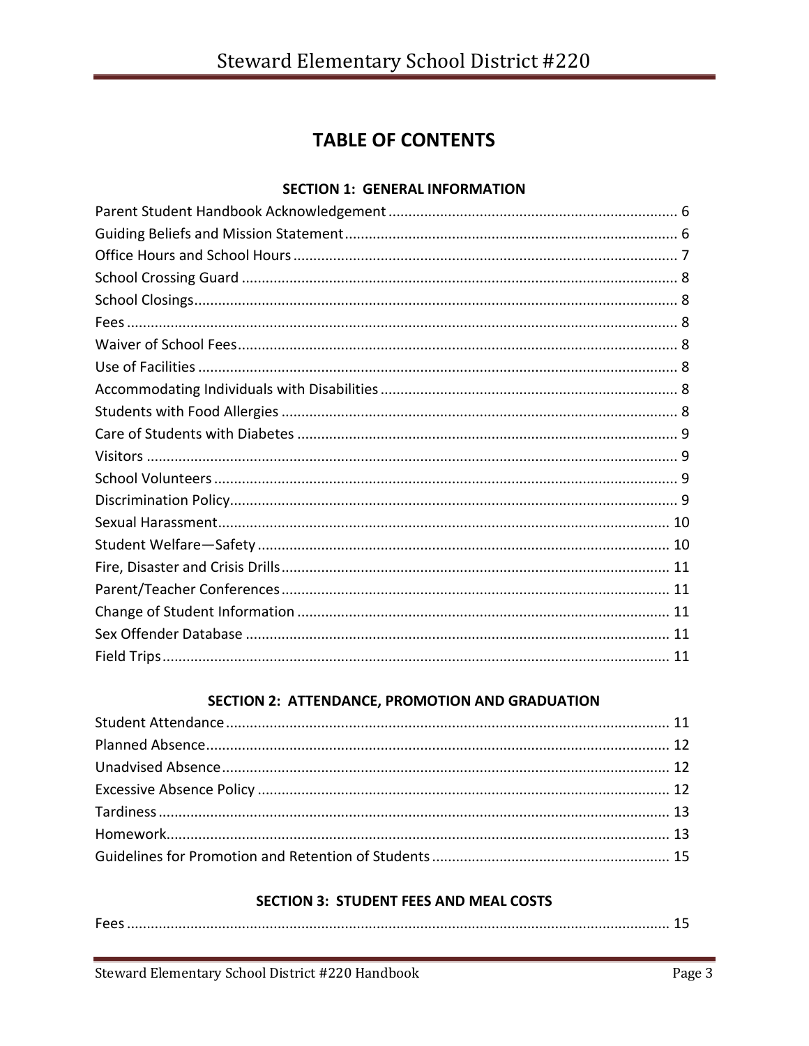# TABLE OF CONTENTS

### SECTION 1: GENERAL INFORMATION

Parent Student Handbook Acknowledgement ........ 6
Guiding Beliefs and Mission Statement ........ 6
Office Hours and School Hours ........ 7
School Crossing Guard ........ 8
School Closings ........ 8
Fees ........ 8
Waiver of School Fees ........ 8
Use of Facilities ........ 8
Accommodating Individuals with Disabilities ........ 8
Students with Food Allergies ........ 8
Care of Students with Diabetes ........ 9
Visitors ........ 9
School Volunteers ........ 9
Discrimination Policy ........ 9
Sexual Harassment ........ 10
Student Welfare—Safety ........ 10
Fire, Disaster and Crisis Drills ........ 11
Parent/Teacher Conferences ........ 11
Change of Student Information ........ 11
Sex Offender Database ........ 11
Field Trips ........ 11

### SECTION 2: ATTENDANCE, PROMOTION AND GRADUATION

Student Attendance ........ 11
Planned Absence ........ 12
Unadvised Absence ........ 12
Excessive Absence Policy ........ 12
Tardiness ........ 13
Homework ........ 13
Guidelines for Promotion and Retention of Students ........ 15

### SECTION 3: STUDENT FEES AND MEAL COSTS

Fees ........ 15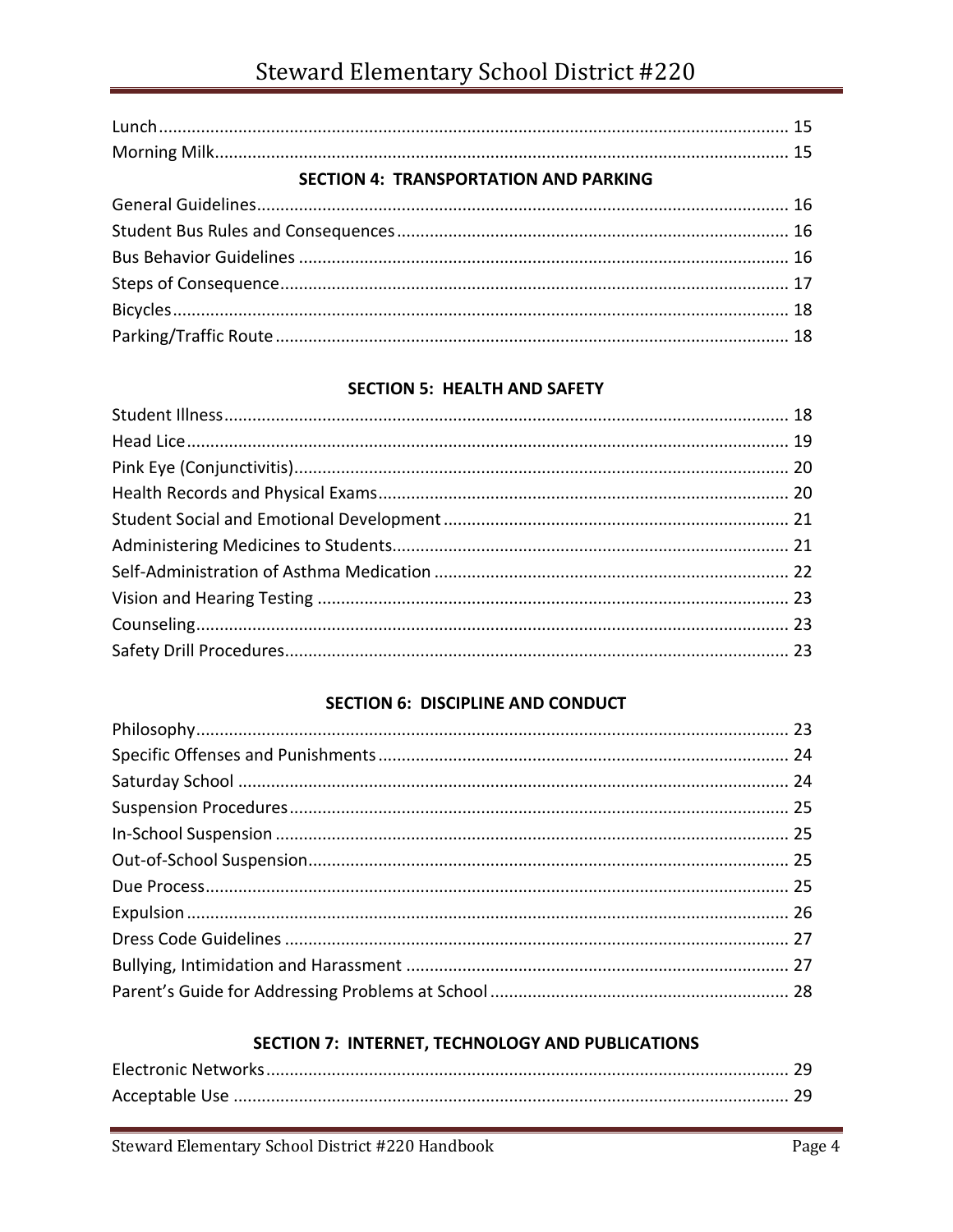Lunch ........................................................................................................................ 15
Morning Milk ........................................................................................................... 15

**SECTION 4: TRANSPORTATION AND PARKING**

General Guidelines ................................................................................................... 16
Student Bus Rules and Consequences ...................................................................... 16
Bus Behavior Guidelines .......................................................................................... 16
Steps of Consequence .............................................................................................. 17
Bicycles ..................................................................................................................... 18
Parking/Traffic Route ............................................................................................... 18

**SECTION 5: HEALTH AND SAFETY**

Student Illness .......................................................................................................... 18
Head Lice .................................................................................................................. 19
Pink Eye (Conjunctivitis) ........................................................................................... 20
Health Records and Physical Exams ......................................................................... 20
Student Social and Emotional Development ............................................................ 21
Administering Medicines to Students ....................................................................... 21
Self-Administration of Asthma Medication .............................................................. 22
Vision and Hearing Testing ....................................................................................... 23
Counseling ................................................................................................................ 23
Safety Drill Procedures ............................................................................................. 23

**SECTION 6: DISCIPLINE AND CONDUCT**

Philosophy ................................................................................................................ 23
Specific Offenses and Punishments .......................................................................... 24
Saturday School ....................................................................................................... 24
Suspension Procedures ............................................................................................ 25
In-School Suspension ............................................................................................... 25
Out-of-School Suspension ........................................................................................ 25
Due Process .............................................................................................................. 25
Expulsion .................................................................................................................. 26
Dress Code Guidelines .............................................................................................. 27
Bullying, Intimidation and Harassment .................................................................... 27
Parent's Guide for Addressing Problems at School .................................................. 28

**SECTION 7: INTERNET, TECHNOLOGY AND PUBLICATIONS**

Electronic Networks ................................................................................................. 29
Acceptable Use ........................................................................................................ 29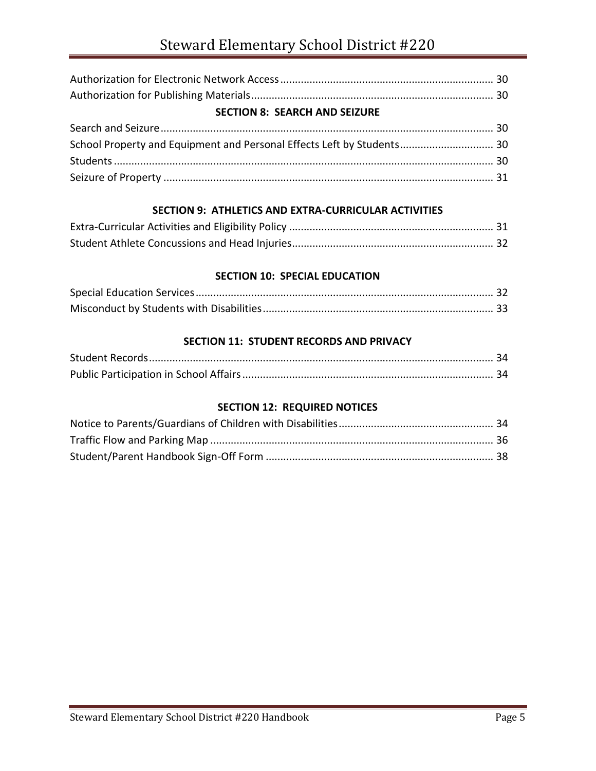Authorization for Electronic Network Access ........................................................................ 30
Authorization for Publishing Materials .................................................................................. 30

**SECTION 8: SEARCH AND SEIZURE**

Search and Seizure ................................................................................................................ 30
School Property and Equipment and Personal Effects Left by Students ................................ 30
Students ................................................................................................................................. 30
Seizure of Property ................................................................................................................ 31

**SECTION 9: ATHLETICS AND EXTRA-CURRICULAR ACTIVITIES**

Extra-Curricular Activities and Eligibility Policy ..................................................................... 31
Student Athlete Concussions and Head Injuries .................................................................... 32

**SECTION 10: SPECIAL EDUCATION**

Special Education Services ..................................................................................................... 32
Misconduct by Students with Disabilities .............................................................................. 33

**SECTION 11: STUDENT RECORDS AND PRIVACY**

Student Records ..................................................................................................................... 34
Public Participation in School Affairs ..................................................................................... 34

**SECTION 12: REQUIRED NOTICES**

Notice to Parents/Guardians of Children with Disabilities .................................................... 34
Traffic Flow and Parking Map ................................................................................................ 36
Student/Parent Handbook Sign-Off Form ............................................................................. 38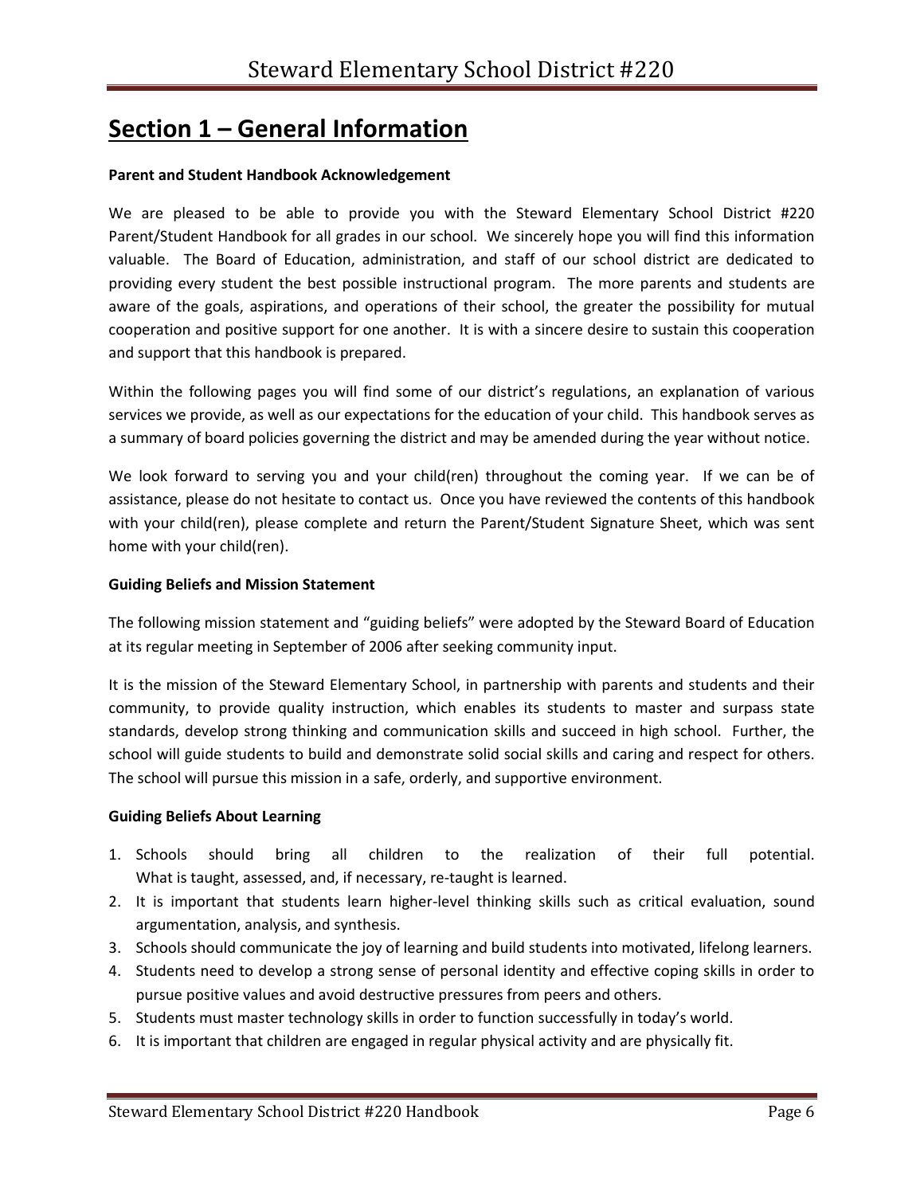# Section 1 – General Information

**Parent and Student Handbook Acknowledgement**

We are pleased to be able to provide you with the Steward Elementary School District #220 Parent/Student Handbook for all grades in our school. We sincerely hope you will find this information valuable. The Board of Education, administration, and staff of our school district are dedicated to providing every student the best possible instructional program. The more parents and students are aware of the goals, aspirations, and operations of their school, the greater the possibility for mutual cooperation and positive support for one another. It is with a sincere desire to sustain this cooperation and support that this handbook is prepared.

Within the following pages you will find some of our district's regulations, an explanation of various services we provide, as well as our expectations for the education of your child. This handbook serves as a summary of board policies governing the district and may be amended during the year without notice.

We look forward to serving you and your child(ren) throughout the coming year. If we can be of assistance, please do not hesitate to contact us. Once you have reviewed the contents of this handbook with your child(ren), please complete and return the Parent/Student Signature Sheet, which was sent home with your child(ren).

**Guiding Beliefs and Mission Statement**

The following mission statement and "guiding beliefs" were adopted by the Steward Board of Education at its regular meeting in September of 2006 after seeking community input.

It is the mission of the Steward Elementary School, in partnership with parents and students and their community, to provide quality instruction, which enables its students to master and surpass state standards, develop strong thinking and communication skills and succeed in high school. Further, the school will guide students to build and demonstrate solid social skills and caring and respect for others. The school will pursue this mission in a safe, orderly, and supportive environment.

**Guiding Beliefs About Learning**

1. Schools should bring all children to the realization of their full potential. What is taught, assessed, and, if necessary, re-taught is learned.
2. It is important that students learn higher-level thinking skills such as critical evaluation, sound argumentation, analysis, and synthesis.
3. Schools should communicate the joy of learning and build students into motivated, lifelong learners.
4. Students need to develop a strong sense of personal identity and effective coping skills in order to pursue positive values and avoid destructive pressures from peers and others.
5. Students must master technology skills in order to function successfully in today's world.
6. It is important that children are engaged in regular physical activity and are physically fit.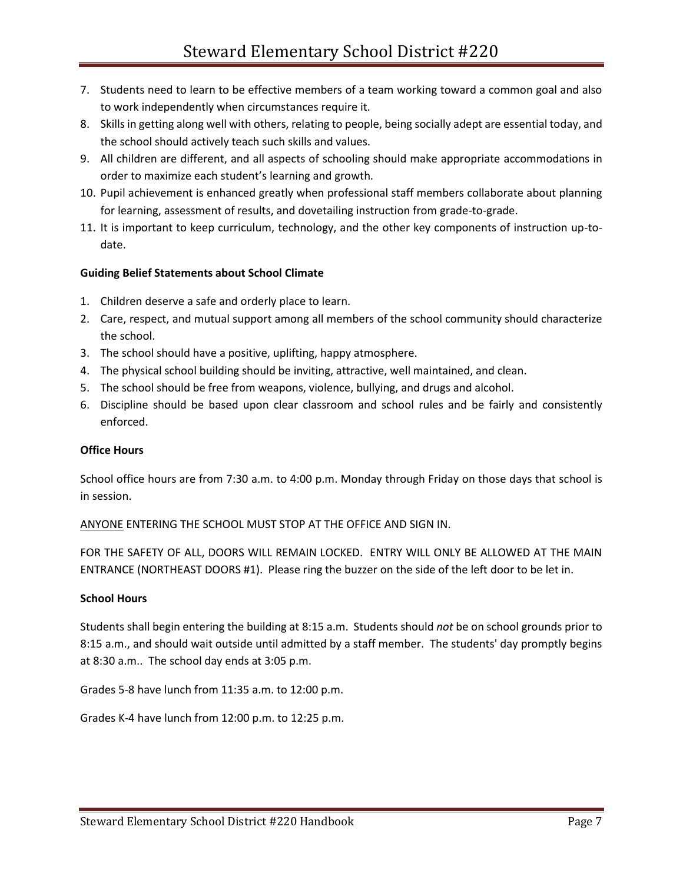7. Students need to learn to be effective members of a team working toward a common goal and also to work independently when circumstances require it.
8. Skills in getting along well with others, relating to people, being socially adept are essential today, and the school should actively teach such skills and values.
9. All children are different, and all aspects of schooling should make appropriate accommodations in order to maximize each student's learning and growth.
10. Pupil achievement is enhanced greatly when professional staff members collaborate about planning for learning, assessment of results, and dovetailing instruction from grade-to-grade.
11. It is important to keep curriculum, technology, and the other key components of instruction up-to-date.

**Guiding Belief Statements about School Climate**

1. Children deserve a safe and orderly place to learn.
2. Care, respect, and mutual support among all members of the school community should characterize the school.
3. The school should have a positive, uplifting, happy atmosphere.
4. The physical school building should be inviting, attractive, well maintained, and clean.
5. The school should be free from weapons, violence, bullying, and drugs and alcohol.
6. Discipline should be based upon clear classroom and school rules and be fairly and consistently enforced.

**Office Hours**

School office hours are from 7:30 a.m. to 4:00 p.m. Monday through Friday on those days that school is in session.

<u>ANYONE</u> ENTERING THE SCHOOL MUST STOP AT THE OFFICE AND SIGN IN.

FOR THE SAFETY OF ALL, DOORS WILL REMAIN LOCKED. ENTRY WILL ONLY BE ALLOWED AT THE MAIN ENTRANCE (NORTHEAST DOORS #1). Please ring the buzzer on the side of the left door to be let in.

**School Hours**

Students shall begin entering the building at 8:15 a.m. Students should *not* be on school grounds prior to 8:15 a.m., and should wait outside until admitted by a staff member. The students' day promptly begins at 8:30 a.m.. The school day ends at 3:05 p.m.

Grades 5-8 have lunch from 11:35 a.m. to 12:00 p.m.

Grades K-4 have lunch from 12:00 p.m. to 12:25 p.m.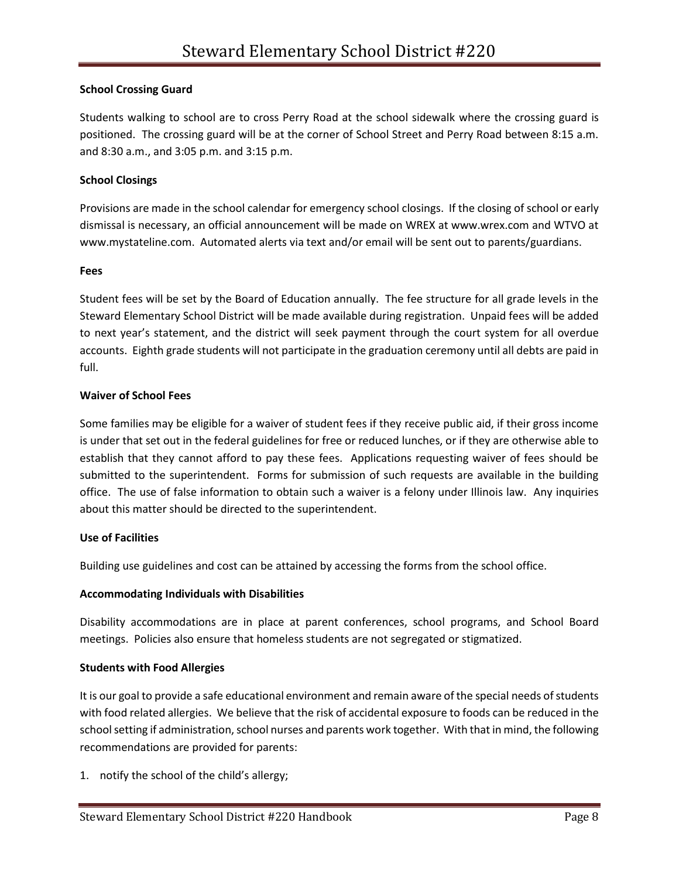**School Crossing Guard**

Students walking to school are to cross Perry Road at the school sidewalk where the crossing guard is positioned. The crossing guard will be at the corner of School Street and Perry Road between 8:15 a.m. and 8:30 a.m., and 3:05 p.m. and 3:15 p.m.

**School Closings**

Provisions are made in the school calendar for emergency school closings. If the closing of school or early dismissal is necessary, an official announcement will be made on WREX at www.wrex.com and WTVO at www.mystateline.com. Automated alerts via text and/or email will be sent out to parents/guardians.

**Fees**

Student fees will be set by the Board of Education annually. The fee structure for all grade levels in the Steward Elementary School District will be made available during registration. Unpaid fees will be added to next year's statement, and the district will seek payment through the court system for all overdue accounts. Eighth grade students will not participate in the graduation ceremony until all debts are paid in full.

**Waiver of School Fees**

Some families may be eligible for a waiver of student fees if they receive public aid, if their gross income is under that set out in the federal guidelines for free or reduced lunches, or if they are otherwise able to establish that they cannot afford to pay these fees. Applications requesting waiver of fees should be submitted to the superintendent. Forms for submission of such requests are available in the building office. The use of false information to obtain such a waiver is a felony under Illinois law. Any inquiries about this matter should be directed to the superintendent.

**Use of Facilities**

Building use guidelines and cost can be attained by accessing the forms from the school office.

**Accommodating Individuals with Disabilities**

Disability accommodations are in place at parent conferences, school programs, and School Board meetings. Policies also ensure that homeless students are not segregated or stigmatized.

**Students with Food Allergies**

It is our goal to provide a safe educational environment and remain aware of the special needs of students with food related allergies. We believe that the risk of accidental exposure to foods can be reduced in the school setting if administration, school nurses and parents work together. With that in mind, the following recommendations are provided for parents:

1. notify the school of the child's allergy;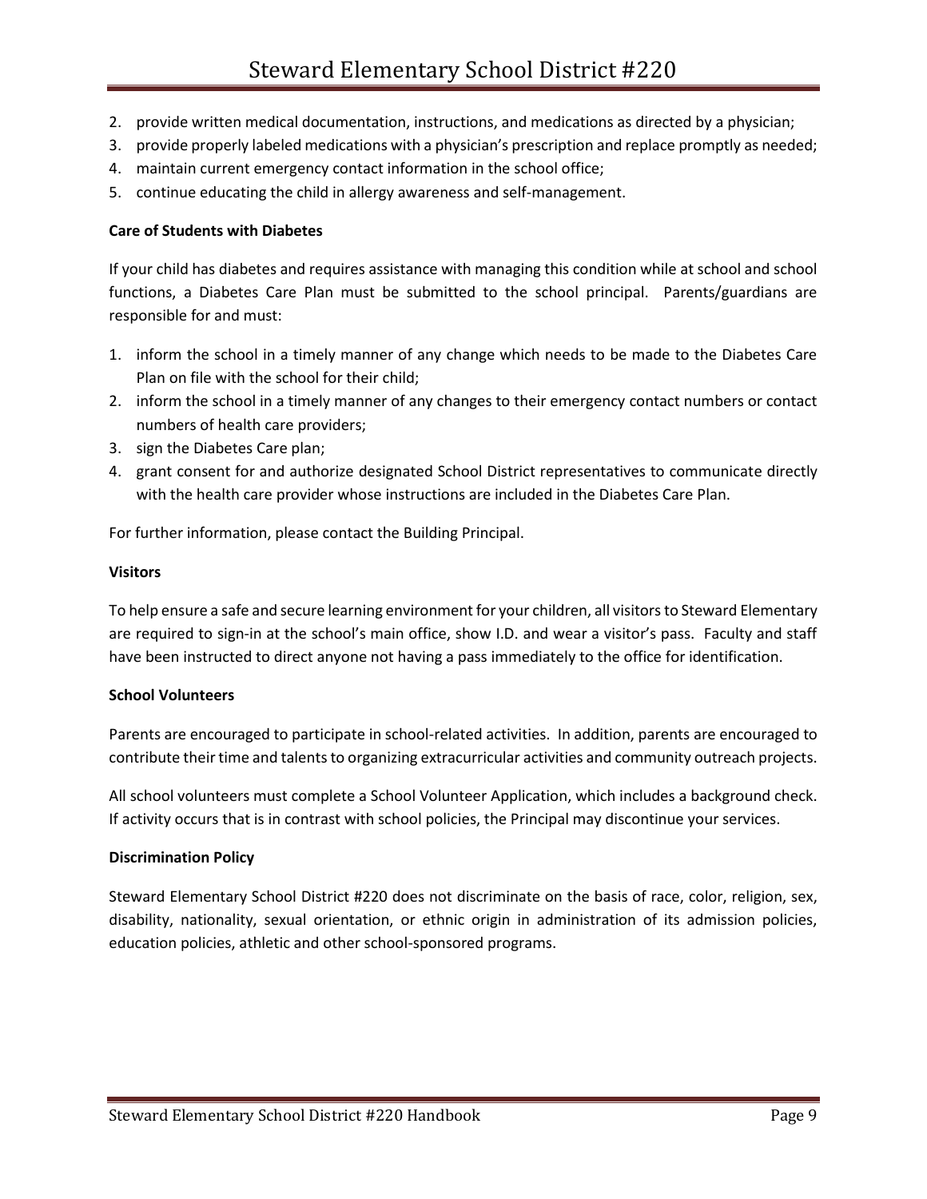2. provide written medical documentation, instructions, and medications as directed by a physician;
3. provide properly labeled medications with a physician's prescription and replace promptly as needed;
4. maintain current emergency contact information in the school office;
5. continue educating the child in allergy awareness and self-management.

**Care of Students with Diabetes**

If your child has diabetes and requires assistance with managing this condition while at school and school functions, a Diabetes Care Plan must be submitted to the school principal. Parents/guardians are responsible for and must:

1. inform the school in a timely manner of any change which needs to be made to the Diabetes Care Plan on file with the school for their child;
2. inform the school in a timely manner of any changes to their emergency contact numbers or contact numbers of health care providers;
3. sign the Diabetes Care plan;
4. grant consent for and authorize designated School District representatives to communicate directly with the health care provider whose instructions are included in the Diabetes Care Plan.

For further information, please contact the Building Principal.

**Visitors**

To help ensure a safe and secure learning environment for your children, all visitors to Steward Elementary are required to sign-in at the school's main office, show I.D. and wear a visitor's pass. Faculty and staff have been instructed to direct anyone not having a pass immediately to the office for identification.

**School Volunteers**

Parents are encouraged to participate in school-related activities. In addition, parents are encouraged to contribute their time and talents to organizing extracurricular activities and community outreach projects.

All school volunteers must complete a School Volunteer Application, which includes a background check. If activity occurs that is in contrast with school policies, the Principal may discontinue your services.

**Discrimination Policy**

Steward Elementary School District #220 does not discriminate on the basis of race, color, religion, sex, disability, nationality, sexual orientation, or ethnic origin in administration of its admission policies, education policies, athletic and other school-sponsored programs.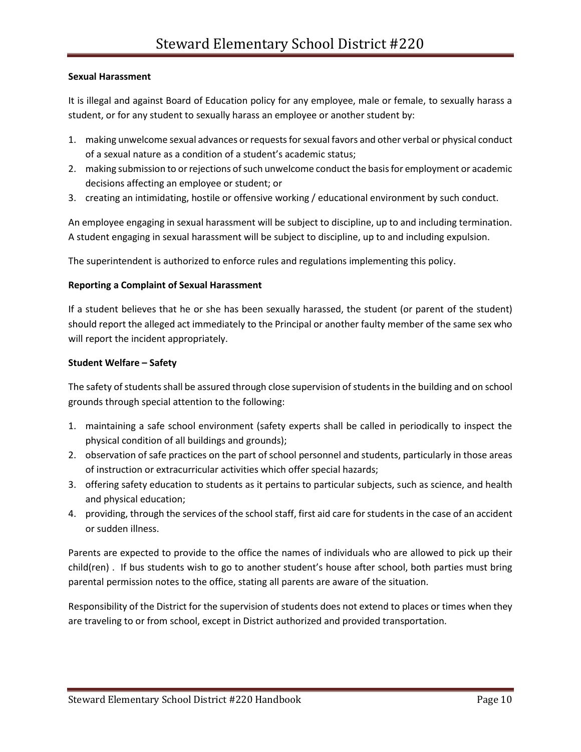**Sexual Harassment**

It is illegal and against Board of Education policy for any employee, male or female, to sexually harass a student, or for any student to sexually harass an employee or another student by:

1. making unwelcome sexual advances or requests for sexual favors and other verbal or physical conduct of a sexual nature as a condition of a student's academic status;
2. making submission to or rejections of such unwelcome conduct the basis for employment or academic decisions affecting an employee or student; or
3. creating an intimidating, hostile or offensive working / educational environment by such conduct.

An employee engaging in sexual harassment will be subject to discipline, up to and including termination. A student engaging in sexual harassment will be subject to discipline, up to and including expulsion.

The superintendent is authorized to enforce rules and regulations implementing this policy.

**Reporting a Complaint of Sexual Harassment**

If a student believes that he or she has been sexually harassed, the student (or parent of the student) should report the alleged act immediately to the Principal or another faulty member of the same sex who will report the incident appropriately.

**Student Welfare – Safety**

The safety of students shall be assured through close supervision of students in the building and on school grounds through special attention to the following:

1. maintaining a safe school environment (safety experts shall be called in periodically to inspect the physical condition of all buildings and grounds);
2. observation of safe practices on the part of school personnel and students, particularly in those areas of instruction or extracurricular activities which offer special hazards;
3. offering safety education to students as it pertains to particular subjects, such as science, and health and physical education;
4. providing, through the services of the school staff, first aid care for students in the case of an accident or sudden illness.

Parents are expected to provide to the office the names of individuals who are allowed to pick up their child(ren) . If bus students wish to go to another student's house after school, both parties must bring parental permission notes to the office, stating all parents are aware of the situation.

Responsibility of the District for the supervision of students does not extend to places or times when they are traveling to or from school, except in District authorized and provided transportation.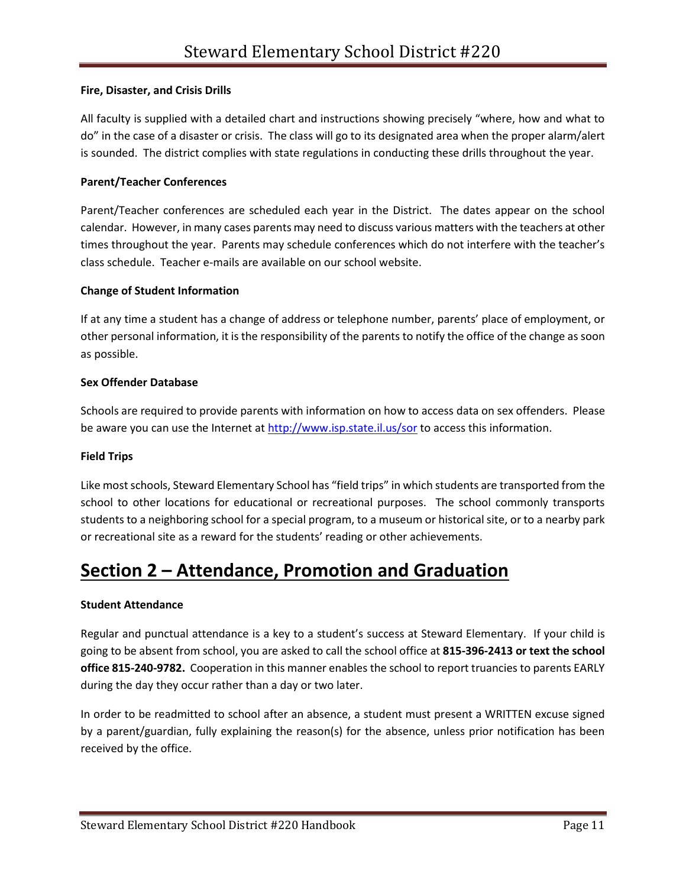**Fire, Disaster, and Crisis Drills**

All faculty is supplied with a detailed chart and instructions showing precisely "where, how and what to do" in the case of a disaster or crisis. The class will go to its designated area when the proper alarm/alert is sounded. The district complies with state regulations in conducting these drills throughout the year.

**Parent/Teacher Conferences**

Parent/Teacher conferences are scheduled each year in the District. The dates appear on the school calendar. However, in many cases parents may need to discuss various matters with the teachers at other times throughout the year. Parents may schedule conferences which do not interfere with the teacher's class schedule. Teacher e-mails are available on our school website.

**Change of Student Information**

If at any time a student has a change of address or telephone number, parents' place of employment, or other personal information, it is the responsibility of the parents to notify the office of the change as soon as possible.

**Sex Offender Database**

Schools are required to provide parents with information on how to access data on sex offenders. Please be aware you can use the Internet at [http://www.isp.state.il.us/sor](http://www.isp.state.il.us/sor) to access this information.

**Field Trips**

Like most schools, Steward Elementary School has "field trips" in which students are transported from the school to other locations for educational or recreational purposes. The school commonly transports students to a neighboring school for a special program, to a museum or historical site, or to a nearby park or recreational site as a reward for the students' reading or other achievements.

# Section 2 – Attendance, Promotion and Graduation

**Student Attendance**

Regular and punctual attendance is a key to a student's success at Steward Elementary. If your child is going to be absent from school, you are asked to call the school office at **815-396-2413 or text the school office 815-240-9782.** Cooperation in this manner enables the school to report truancies to parents EARLY during the day they occur rather than a day or two later.

In order to be readmitted to school after an absence, a student must present a WRITTEN excuse signed by a parent/guardian, fully explaining the reason(s) for the absence, unless prior notification has been received by the office.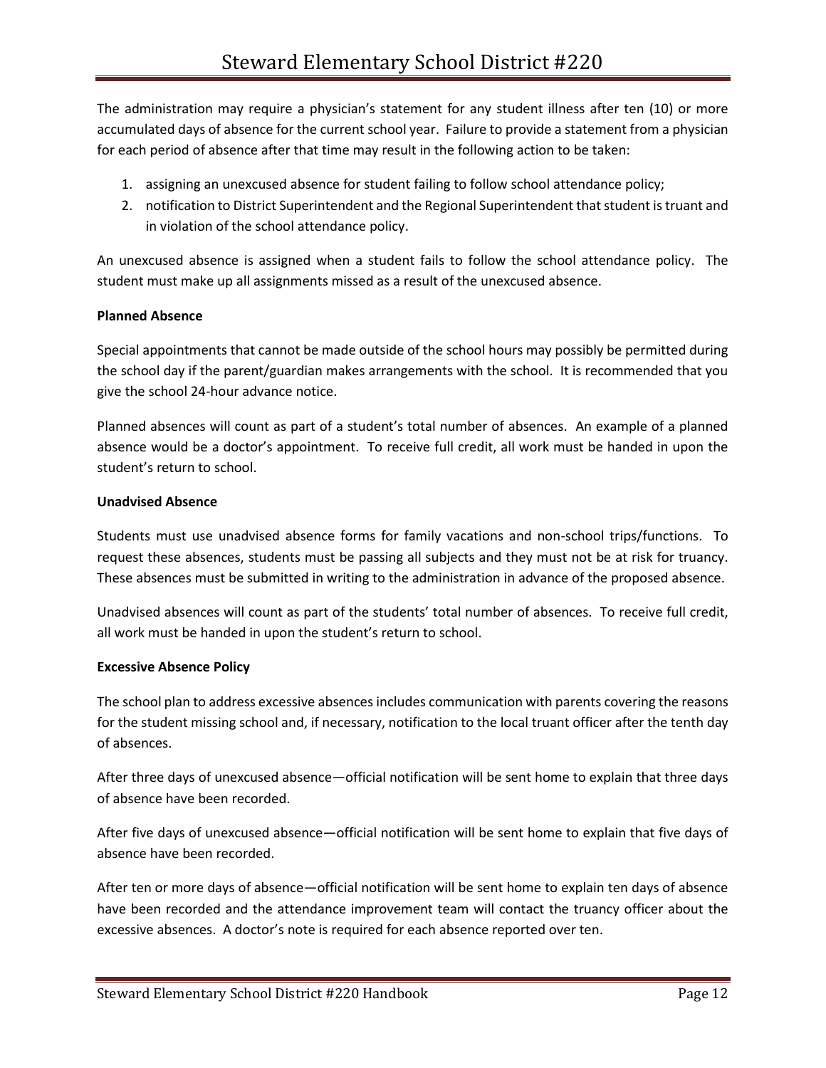The administration may require a physician's statement for any student illness after ten (10) or more accumulated days of absence for the current school year. Failure to provide a statement from a physician for each period of absence after that time may result in the following action to be taken:

1. assigning an unexcused absence for student failing to follow school attendance policy;
2. notification to District Superintendent and the Regional Superintendent that student is truant and in violation of the school attendance policy.

An unexcused absence is assigned when a student fails to follow the school attendance policy. The student must make up all assignments missed as a result of the unexcused absence.

**Planned Absence**

Special appointments that cannot be made outside of the school hours may possibly be permitted during the school day if the parent/guardian makes arrangements with the school. It is recommended that you give the school 24-hour advance notice.

Planned absences will count as part of a student's total number of absences. An example of a planned absence would be a doctor's appointment. To receive full credit, all work must be handed in upon the student's return to school.

**Unadvised Absence**

Students must use unadvised absence forms for family vacations and non-school trips/functions. To request these absences, students must be passing all subjects and they must not be at risk for truancy. These absences must be submitted in writing to the administration in advance of the proposed absence.

Unadvised absences will count as part of the students' total number of absences. To receive full credit, all work must be handed in upon the student's return to school.

**Excessive Absence Policy**

The school plan to address excessive absences includes communication with parents covering the reasons for the student missing school and, if necessary, notification to the local truant officer after the tenth day of absences.

After three days of unexcused absence—official notification will be sent home to explain that three days of absence have been recorded.

After five days of unexcused absence—official notification will be sent home to explain that five days of absence have been recorded.

After ten or more days of absence—official notification will be sent home to explain ten days of absence have been recorded and the attendance improvement team will contact the truancy officer about the excessive absences. A doctor's note is required for each absence reported over ten.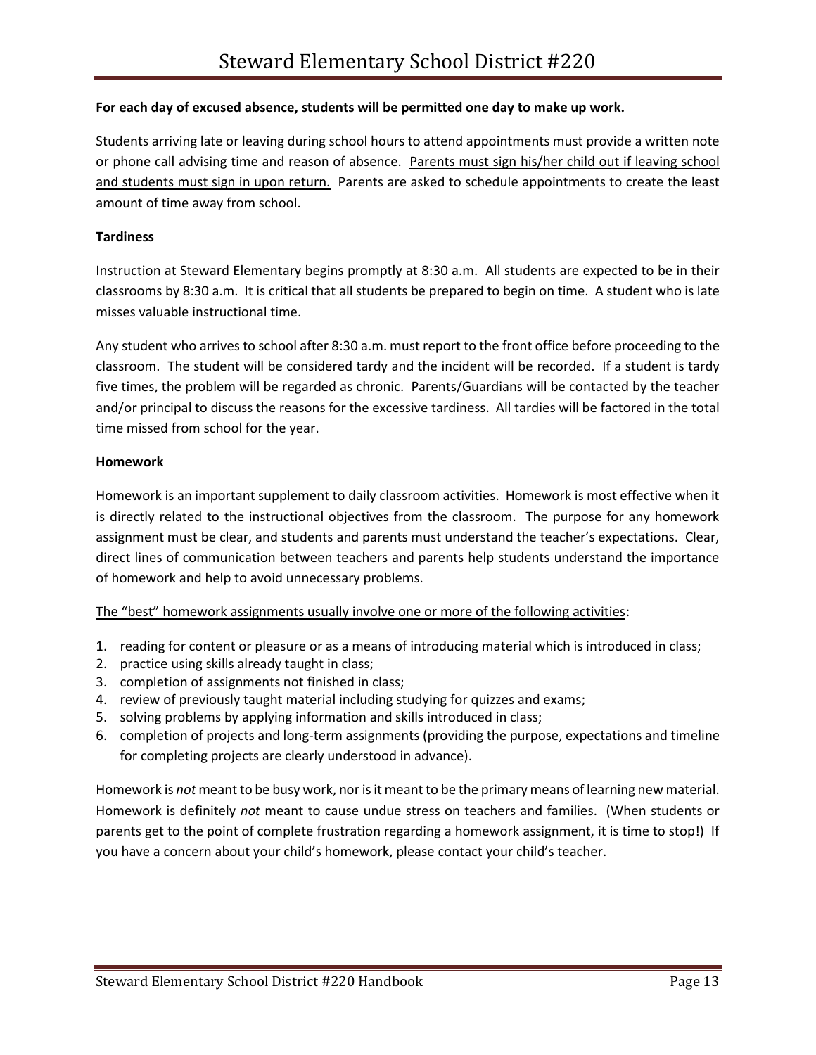**For each day of excused absence, students will be permitted one day to make up work.**

Students arriving late or leaving during school hours to attend appointments must provide a written note or phone call advising time and reason of absence. Parents must sign his/her child out if leaving school and students must sign in upon return. Parents are asked to schedule appointments to create the least amount of time away from school.

**Tardiness**

Instruction at Steward Elementary begins promptly at 8:30 a.m. All students are expected to be in their classrooms by 8:30 a.m. It is critical that all students be prepared to begin on time. A student who is late misses valuable instructional time.

Any student who arrives to school after 8:30 a.m. must report to the front office before proceeding to the classroom. The student will be considered tardy and the incident will be recorded. If a student is tardy five times, the problem will be regarded as chronic. Parents/Guardians will be contacted by the teacher and/or principal to discuss the reasons for the excessive tardiness. All tardies will be factored in the total time missed from school for the year.

**Homework**

Homework is an important supplement to daily classroom activities. Homework is most effective when it is directly related to the instructional objectives from the classroom. The purpose for any homework assignment must be clear, and students and parents must understand the teacher's expectations. Clear, direct lines of communication between teachers and parents help students understand the importance of homework and help to avoid unnecessary problems.

The "best" homework assignments usually involve one or more of the following activities:

1. reading for content or pleasure or as a means of introducing material which is introduced in class;
2. practice using skills already taught in class;
3. completion of assignments not finished in class;
4. review of previously taught material including studying for quizzes and exams;
5. solving problems by applying information and skills introduced in class;
6. completion of projects and long-term assignments (providing the purpose, expectations and timeline for completing projects are clearly understood in advance).

Homework is *not* meant to be busy work, nor is it meant to be the primary means of learning new material. Homework is definitely *not* meant to cause undue stress on teachers and families. (When students or parents get to the point of complete frustration regarding a homework assignment, it is time to stop!) If you have a concern about your child's homework, please contact your child's teacher.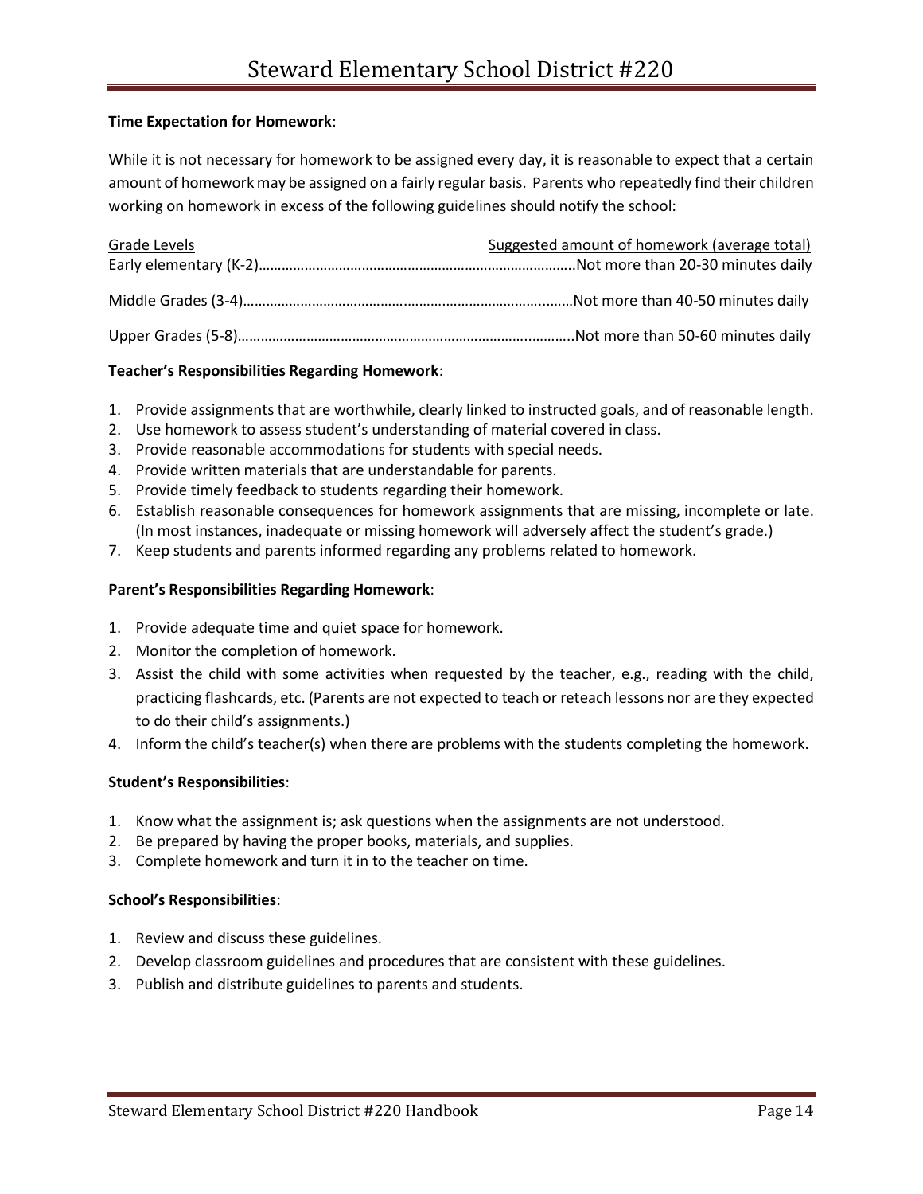**Time Expectation for Homework**:

While it is not necessary for homework to be assigned every day, it is reasonable to expect that a certain amount of homework may be assigned on a fairly regular basis. Parents who repeatedly find their children working on homework in excess of the following guidelines should notify the school:

| Grade Levels | Suggested amount of homework (average total) |
| --- | --- |
| Early elementary (K-2) | Not more than 20-30 minutes daily |
| Middle Grades (3-4) | Not more than 40-50 minutes daily |
| Upper Grades (5-8) | Not more than 50-60 minutes daily |

**Teacher's Responsibilities Regarding Homework**:

1. Provide assignments that are worthwhile, clearly linked to instructed goals, and of reasonable length.
2. Use homework to assess student's understanding of material covered in class.
3. Provide reasonable accommodations for students with special needs.
4. Provide written materials that are understandable for parents.
5. Provide timely feedback to students regarding their homework.
6. Establish reasonable consequences for homework assignments that are missing, incomplete or late. (In most instances, inadequate or missing homework will adversely affect the student's grade.)
7. Keep students and parents informed regarding any problems related to homework.

**Parent's Responsibilities Regarding Homework**:

1. Provide adequate time and quiet space for homework.
2. Monitor the completion of homework.
3. Assist the child with some activities when requested by the teacher, e.g., reading with the child, practicing flashcards, etc. (Parents are not expected to teach or reteach lessons nor are they expected to do their child's assignments.)
4. Inform the child's teacher(s) when there are problems with the students completing the homework.

**Student's Responsibilities**:

1. Know what the assignment is; ask questions when the assignments are not understood.
2. Be prepared by having the proper books, materials, and supplies.
3. Complete homework and turn it in to the teacher on time.

**School's Responsibilities**:

1. Review and discuss these guidelines.
2. Develop classroom guidelines and procedures that are consistent with these guidelines.
3. Publish and distribute guidelines to parents and students.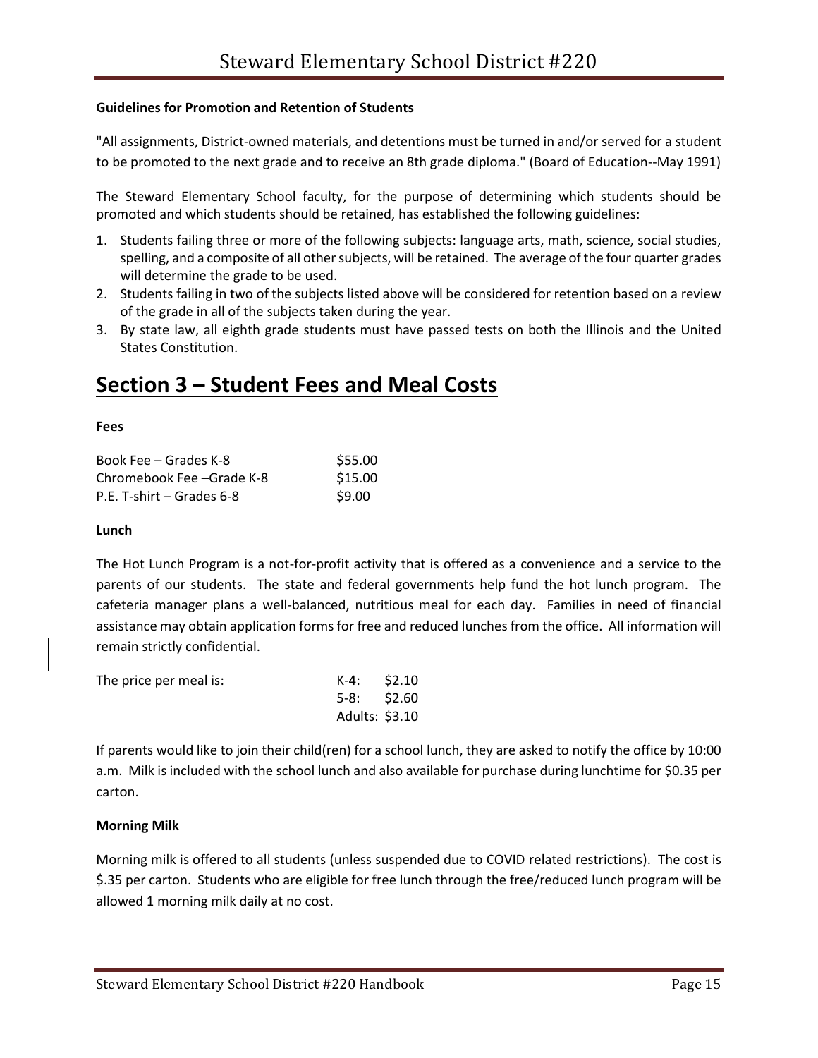**Guidelines for Promotion and Retention of Students**

"All assignments, District-owned materials, and detentions must be turned in and/or served for a student to be promoted to the next grade and to receive an 8th grade diploma." (Board of Education--May 1991)

The Steward Elementary School faculty, for the purpose of determining which students should be promoted and which students should be retained, has established the following guidelines:

1. Students failing three or more of the following subjects: language arts, math, science, social studies, spelling, and a composite of all other subjects, will be retained. The average of the four quarter grades will determine the grade to be used.
2. Students failing in two of the subjects listed above will be considered for retention based on a review of the grade in all of the subjects taken during the year.
3. By state law, all eighth grade students must have passed tests on both the Illinois and the United States Constitution.

# Section 3 – Student Fees and Meal Costs

**Fees**

| | |
|---|---|
| Book Fee – Grades K-8 | $55.00 |
| Chromebook Fee –Grade K-8 | $15.00 |
| P.E. T-shirt – Grades 6-8 | $9.00 |

**Lunch**

The Hot Lunch Program is a not-for-profit activity that is offered as a convenience and a service to the parents of our students. The state and federal governments help fund the hot lunch program. The cafeteria manager plans a well-balanced, nutritious meal for each day. Families in need of financial assistance may obtain application forms for free and reduced lunches from the office. All information will remain strictly confidential.

| The price per meal is: | | |
|---|---|---|
| | K-4: | $2.10 |
| | 5-8: | $2.60 |
| | Adults: | $3.10 |

If parents would like to join their child(ren) for a school lunch, they are asked to notify the office by 10:00 a.m. Milk is included with the school lunch and also available for purchase during lunchtime for $0.35 per carton.

**Morning Milk**

Morning milk is offered to all students (unless suspended due to COVID related restrictions). The cost is $.35 per carton. Students who are eligible for free lunch through the free/reduced lunch program will be allowed 1 morning milk daily at no cost.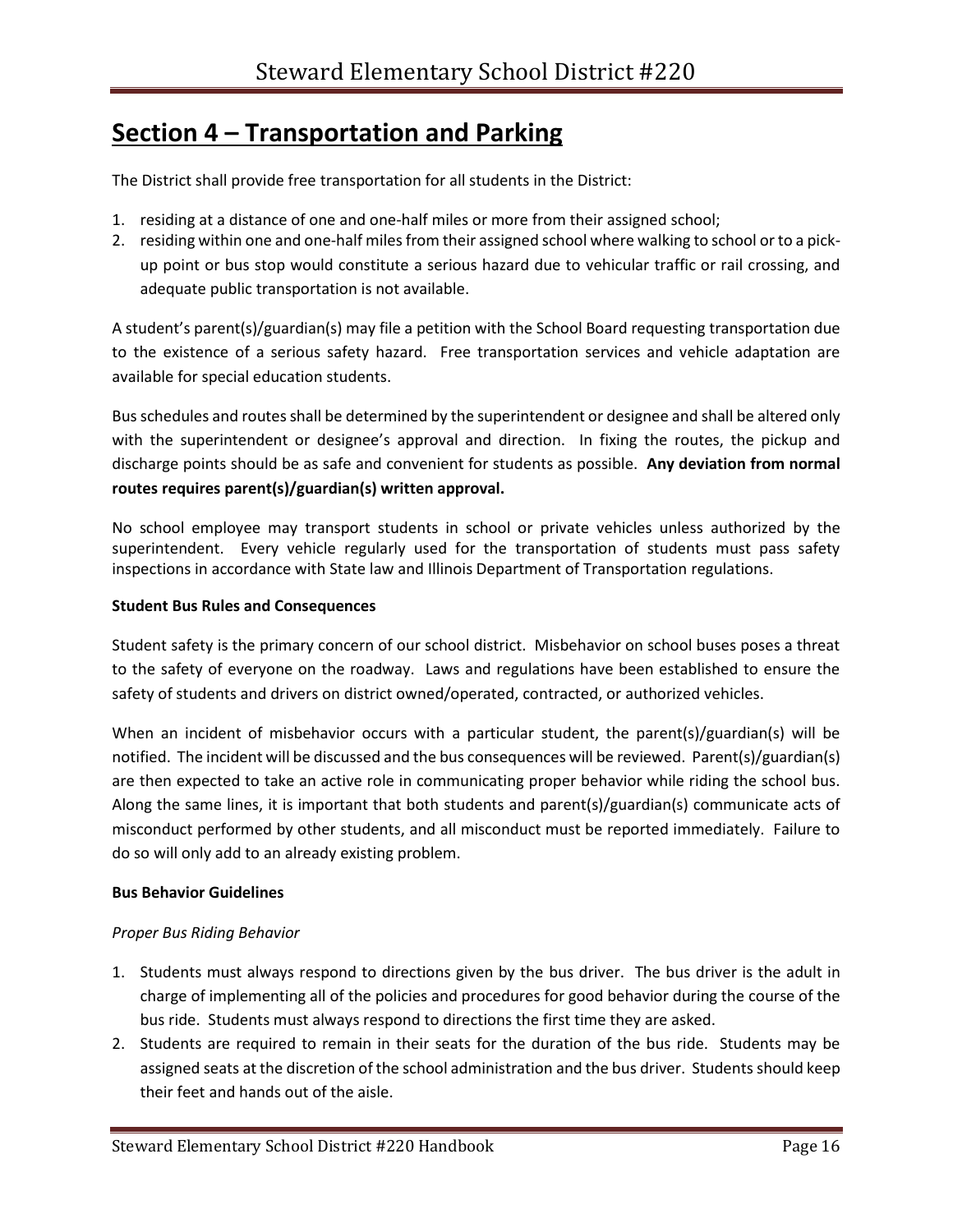# Section 4 – Transportation and Parking

The District shall provide free transportation for all students in the District:

1. residing at a distance of one and one-half miles or more from their assigned school;
2. residing within one and one-half miles from their assigned school where walking to school or to a pick-up point or bus stop would constitute a serious hazard due to vehicular traffic or rail crossing, and adequate public transportation is not available.

A student's parent(s)/guardian(s) may file a petition with the School Board requesting transportation due to the existence of a serious safety hazard. Free transportation services and vehicle adaptation are available for special education students.

Bus schedules and routes shall be determined by the superintendent or designee and shall be altered only with the superintendent or designee's approval and direction. In fixing the routes, the pickup and discharge points should be as safe and convenient for students as possible. **Any deviation from normal routes requires parent(s)/guardian(s) written approval.**

No school employee may transport students in school or private vehicles unless authorized by the superintendent. Every vehicle regularly used for the transportation of students must pass safety inspections in accordance with State law and Illinois Department of Transportation regulations.

**Student Bus Rules and Consequences**

Student safety is the primary concern of our school district. Misbehavior on school buses poses a threat to the safety of everyone on the roadway. Laws and regulations have been established to ensure the safety of students and drivers on district owned/operated, contracted, or authorized vehicles.

When an incident of misbehavior occurs with a particular student, the parent(s)/guardian(s) will be notified. The incident will be discussed and the bus consequences will be reviewed. Parent(s)/guardian(s) are then expected to take an active role in communicating proper behavior while riding the school bus. Along the same lines, it is important that both students and parent(s)/guardian(s) communicate acts of misconduct performed by other students, and all misconduct must be reported immediately. Failure to do so will only add to an already existing problem.

**Bus Behavior Guidelines**

*Proper Bus Riding Behavior*

1. Students must always respond to directions given by the bus driver. The bus driver is the adult in charge of implementing all of the policies and procedures for good behavior during the course of the bus ride. Students must always respond to directions the first time they are asked.
2. Students are required to remain in their seats for the duration of the bus ride. Students may be assigned seats at the discretion of the school administration and the bus driver. Students should keep their feet and hands out of the aisle.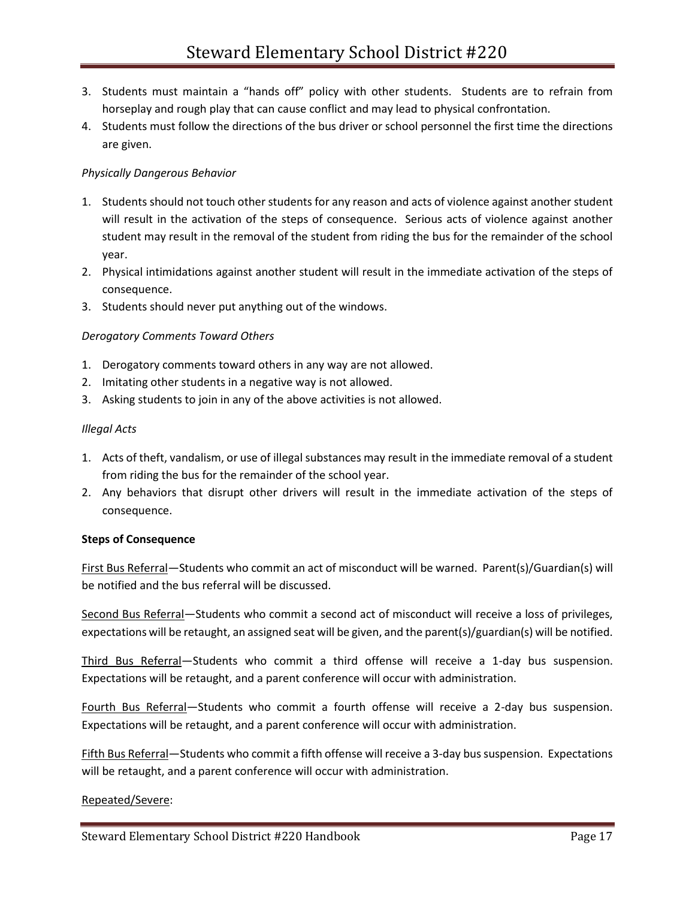3. Students must maintain a "hands off" policy with other students. Students are to refrain from horseplay and rough play that can cause conflict and may lead to physical confrontation.
4. Students must follow the directions of the bus driver or school personnel the first time the directions are given.

*Physically Dangerous Behavior*

1. Students should not touch other students for any reason and acts of violence against another student will result in the activation of the steps of consequence. Serious acts of violence against another student may result in the removal of the student from riding the bus for the remainder of the school year.
2. Physical intimidations against another student will result in the immediate activation of the steps of consequence.
3. Students should never put anything out of the windows.

*Derogatory Comments Toward Others*

1. Derogatory comments toward others in any way are not allowed.
2. Imitating other students in a negative way is not allowed.
3. Asking students to join in any of the above activities is not allowed.

*Illegal Acts*

1. Acts of theft, vandalism, or use of illegal substances may result in the immediate removal of a student from riding the bus for the remainder of the school year.
2. Any behaviors that disrupt other drivers will result in the immediate activation of the steps of consequence.

**Steps of Consequence**

<u>First Bus Referral</u>—Students who commit an act of misconduct will be warned. Parent(s)/Guardian(s) will be notified and the bus referral will be discussed.

<u>Second Bus Referral</u>—Students who commit a second act of misconduct will receive a loss of privileges, expectations will be retaught, an assigned seat will be given, and the parent(s)/guardian(s) will be notified.

<u>Third Bus Referral</u>—Students who commit a third offense will receive a 1-day bus suspension. Expectations will be retaught, and a parent conference will occur with administration.

<u>Fourth Bus Referral</u>—Students who commit a fourth offense will receive a 2-day bus suspension. Expectations will be retaught, and a parent conference will occur with administration.

<u>Fifth Bus Referral</u>—Students who commit a fifth offense will receive a 3-day bus suspension. Expectations will be retaught, and a parent conference will occur with administration.

<u>Repeated/Severe</u>: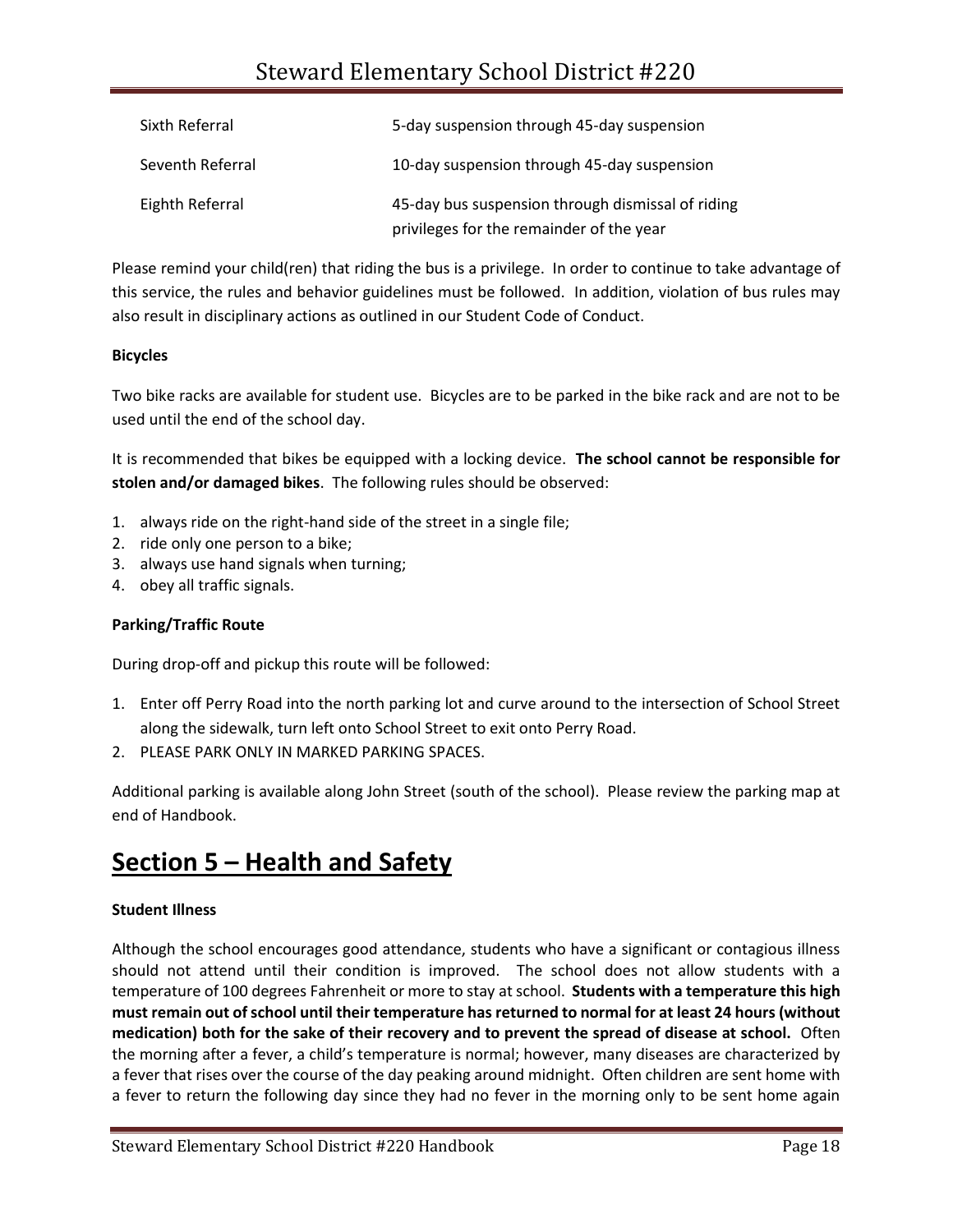| | |
|---|---|
| Sixth Referral | 5-day suspension through 45-day suspension |
| Seventh Referral | 10-day suspension through 45-day suspension |
| Eighth Referral | 45-day bus suspension through dismissal of riding privileges for the remainder of the year |

Please remind your child(ren) that riding the bus is a privilege. In order to continue to take advantage of this service, the rules and behavior guidelines must be followed. In addition, violation of bus rules may also result in disciplinary actions as outlined in our Student Code of Conduct.

**Bicycles**

Two bike racks are available for student use. Bicycles are to be parked in the bike rack and are not to be used until the end of the school day.

It is recommended that bikes be equipped with a locking device. **The school cannot be responsible for stolen and/or damaged bikes**. The following rules should be observed:

1. always ride on the right-hand side of the street in a single file;
2. ride only one person to a bike;
3. always use hand signals when turning;
4. obey all traffic signals.

**Parking/Traffic Route**

During drop-off and pickup this route will be followed:

1. Enter off Perry Road into the north parking lot and curve around to the intersection of School Street along the sidewalk, turn left onto School Street to exit onto Perry Road.
2. PLEASE PARK ONLY IN MARKED PARKING SPACES.

Additional parking is available along John Street (south of the school). Please review the parking map at end of Handbook.

# Section 5 – Health and Safety

**Student Illness**

Although the school encourages good attendance, students who have a significant or contagious illness should not attend until their condition is improved. The school does not allow students with a temperature of 100 degrees Fahrenheit or more to stay at school. **Students with a temperature this high must remain out of school until their temperature has returned to normal for at least 24 hours (without medication) both for the sake of their recovery and to prevent the spread of disease at school.** Often the morning after a fever, a child's temperature is normal; however, many diseases are characterized by a fever that rises over the course of the day peaking around midnight. Often children are sent home with a fever to return the following day since they had no fever in the morning only to be sent home again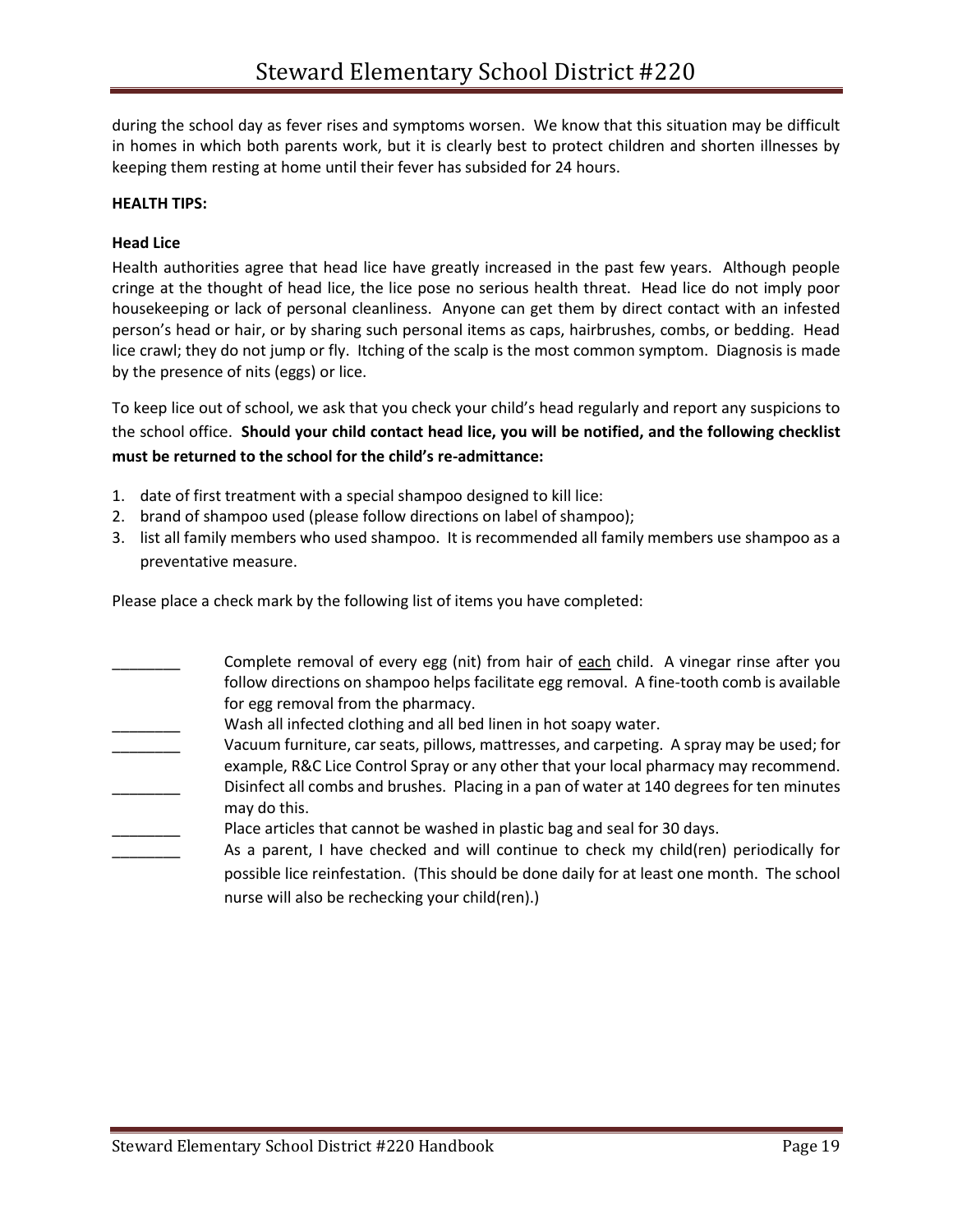during the school day as fever rises and symptoms worsen. We know that this situation may be difficult in homes in which both parents work, but it is clearly best to protect children and shorten illnesses by keeping them resting at home until their fever has subsided for 24 hours.

**HEALTH TIPS:**

### Head Lice

Health authorities agree that head lice have greatly increased in the past few years. Although people cringe at the thought of head lice, the lice pose no serious health threat. Head lice do not imply poor housekeeping or lack of personal cleanliness. Anyone can get them by direct contact with an infested person's head or hair, or by sharing such personal items as caps, hairbrushes, combs, or bedding. Head lice crawl; they do not jump or fly. Itching of the scalp is the most common symptom. Diagnosis is made by the presence of nits (eggs) or lice.

To keep lice out of school, we ask that you check your child's head regularly and report any suspicions to the school office. **Should your child contact head lice, you will be notified, and the following checklist must be returned to the school for the child's re-admittance:**

1. date of first treatment with a special shampoo designed to kill lice:
2. brand of shampoo used (please follow directions on label of shampoo);
3. list all family members who used shampoo. It is recommended all family members use shampoo as a preventative measure.

Please place a check mark by the following list of items you have completed:

________ Complete removal of every egg (nit) from hair of <u>each</u> child. A vinegar rinse after you follow directions on shampoo helps facilitate egg removal. A fine-tooth comb is available for egg removal from the pharmacy.

________ Wash all infected clothing and all bed linen in hot soapy water.

________ Vacuum furniture, car seats, pillows, mattresses, and carpeting. A spray may be used; for example, R&C Lice Control Spray or any other that your local pharmacy may recommend.

________ Disinfect all combs and brushes. Placing in a pan of water at 140 degrees for ten minutes may do this.

________ Place articles that cannot be washed in plastic bag and seal for 30 days.

________ As a parent, I have checked and will continue to check my child(ren) periodically for possible lice reinfestation. (This should be done daily for at least one month. The school nurse will also be rechecking your child(ren).)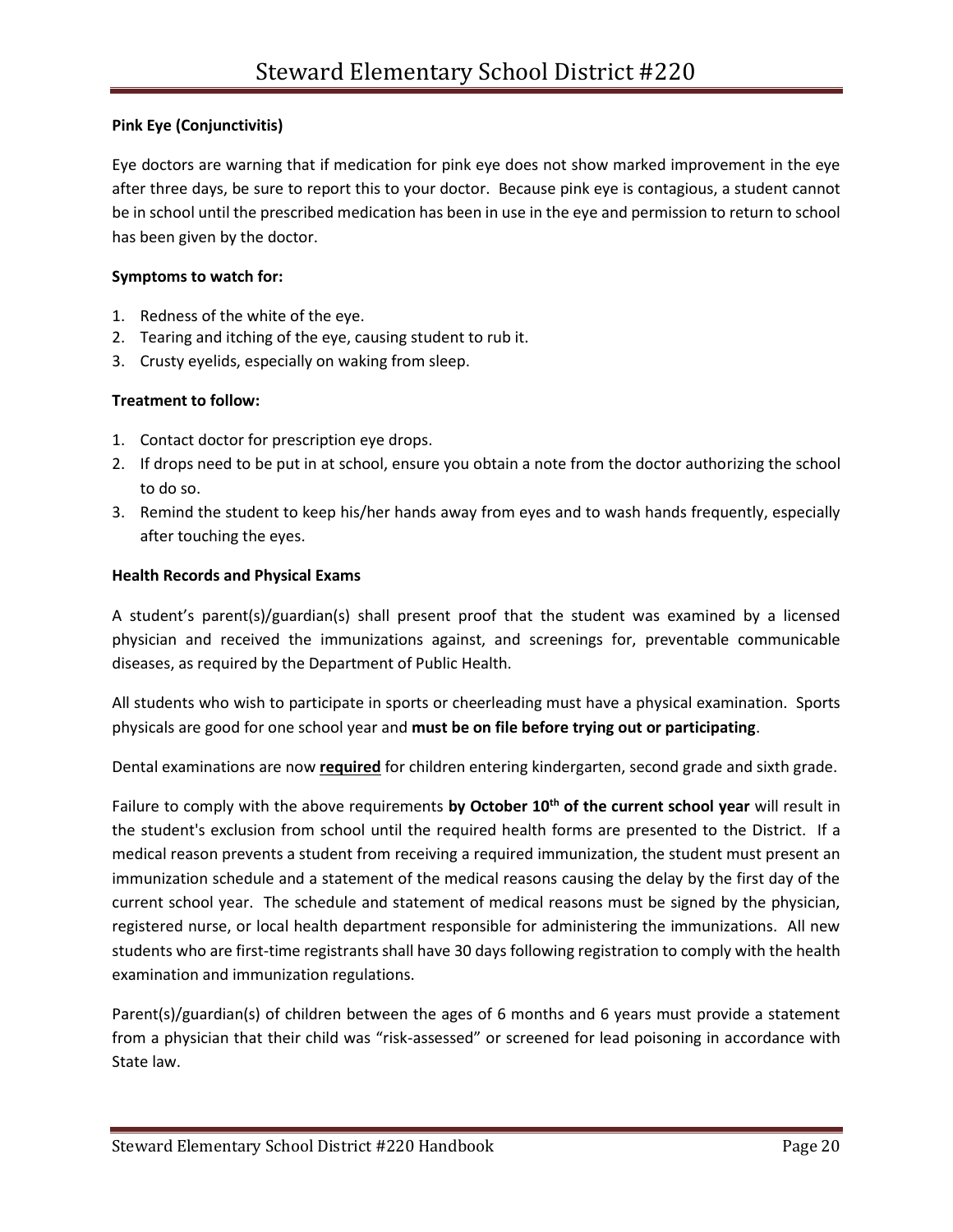**Pink Eye (Conjunctivitis)**

Eye doctors are warning that if medication for pink eye does not show marked improvement in the eye after three days, be sure to report this to your doctor. Because pink eye is contagious, a student cannot be in school until the prescribed medication has been in use in the eye and permission to return to school has been given by the doctor.

**Symptoms to watch for:**

1. Redness of the white of the eye.
2. Tearing and itching of the eye, causing student to rub it.
3. Crusty eyelids, especially on waking from sleep.

**Treatment to follow:**

1. Contact doctor for prescription eye drops.
2. If drops need to be put in at school, ensure you obtain a note from the doctor authorizing the school to do so.
3. Remind the student to keep his/her hands away from eyes and to wash hands frequently, especially after touching the eyes.

**Health Records and Physical Exams**

A student's parent(s)/guardian(s) shall present proof that the student was examined by a licensed physician and received the immunizations against, and screenings for, preventable communicable diseases, as required by the Department of Public Health.

All students who wish to participate in sports or cheerleading must have a physical examination. Sports physicals are good for one school year and **must be on file before trying out or participating**.

Dental examinations are now <u>**required**</u> for children entering kindergarten, second grade and sixth grade.

Failure to comply with the above requirements **by October 10th of the current school year** will result in the student's exclusion from school until the required health forms are presented to the District. If a medical reason prevents a student from receiving a required immunization, the student must present an immunization schedule and a statement of the medical reasons causing the delay by the first day of the current school year. The schedule and statement of medical reasons must be signed by the physician, registered nurse, or local health department responsible for administering the immunizations. All new students who are first-time registrants shall have 30 days following registration to comply with the health examination and immunization regulations.

Parent(s)/guardian(s) of children between the ages of 6 months and 6 years must provide a statement from a physician that their child was "risk-assessed" or screened for lead poisoning in accordance with State law.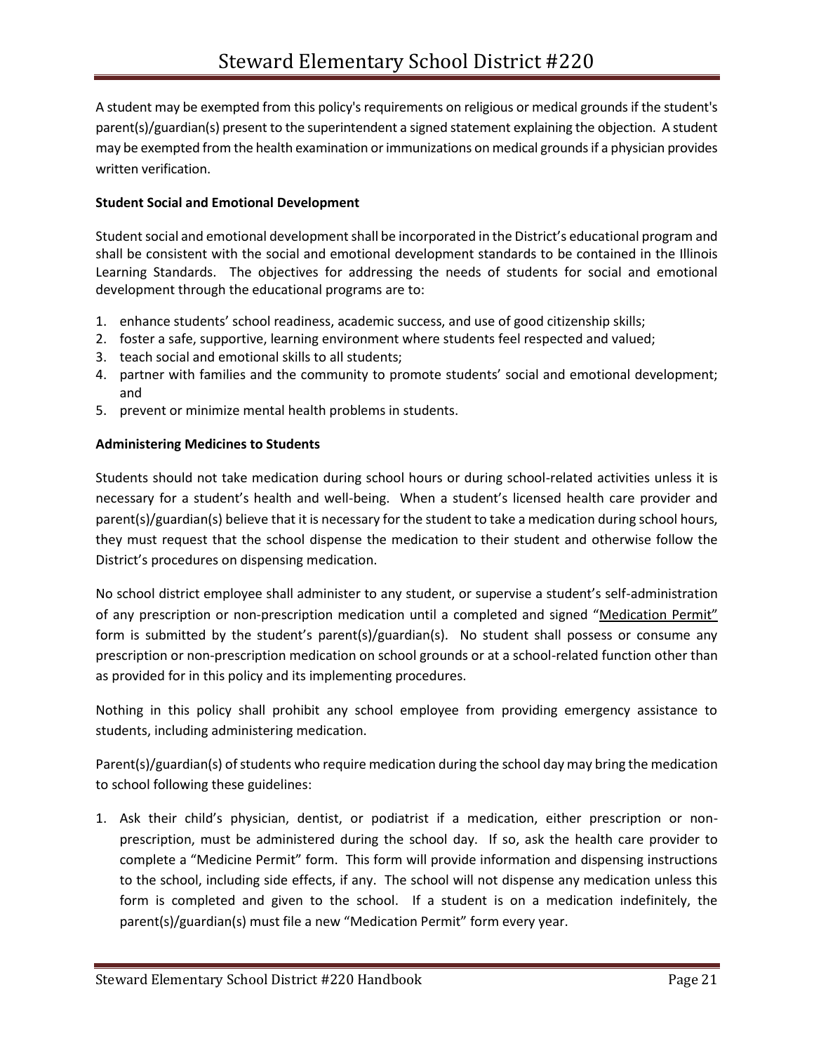A student may be exempted from this policy's requirements on religious or medical grounds if the student's parent(s)/guardian(s) present to the superintendent a signed statement explaining the objection. A student may be exempted from the health examination or immunizations on medical grounds if a physician provides written verification.

**Student Social and Emotional Development**

Student social and emotional development shall be incorporated in the District's educational program and shall be consistent with the social and emotional development standards to be contained in the Illinois Learning Standards. The objectives for addressing the needs of students for social and emotional development through the educational programs are to:

1. enhance students' school readiness, academic success, and use of good citizenship skills;
2. foster a safe, supportive, learning environment where students feel respected and valued;
3. teach social and emotional skills to all students;
4. partner with families and the community to promote students' social and emotional development; and
5. prevent or minimize mental health problems in students.

**Administering Medicines to Students**

Students should not take medication during school hours or during school-related activities unless it is necessary for a student's health and well-being. When a student's licensed health care provider and parent(s)/guardian(s) believe that it is necessary for the student to take a medication during school hours, they must request that the school dispense the medication to their student and otherwise follow the District's procedures on dispensing medication.

No school district employee shall administer to any student, or supervise a student's self-administration of any prescription or non-prescription medication until a completed and signed "Medication Permit" form is submitted by the student's parent(s)/guardian(s). No student shall possess or consume any prescription or non-prescription medication on school grounds or at a school-related function other than as provided for in this policy and its implementing procedures.

Nothing in this policy shall prohibit any school employee from providing emergency assistance to students, including administering medication.

Parent(s)/guardian(s) of students who require medication during the school day may bring the medication to school following these guidelines:

1. Ask their child's physician, dentist, or podiatrist if a medication, either prescription or non-prescription, must be administered during the school day. If so, ask the health care provider to complete a "Medicine Permit" form. This form will provide information and dispensing instructions to the school, including side effects, if any. The school will not dispense any medication unless this form is completed and given to the school. If a student is on a medication indefinitely, the parent(s)/guardian(s) must file a new "Medication Permit" form every year.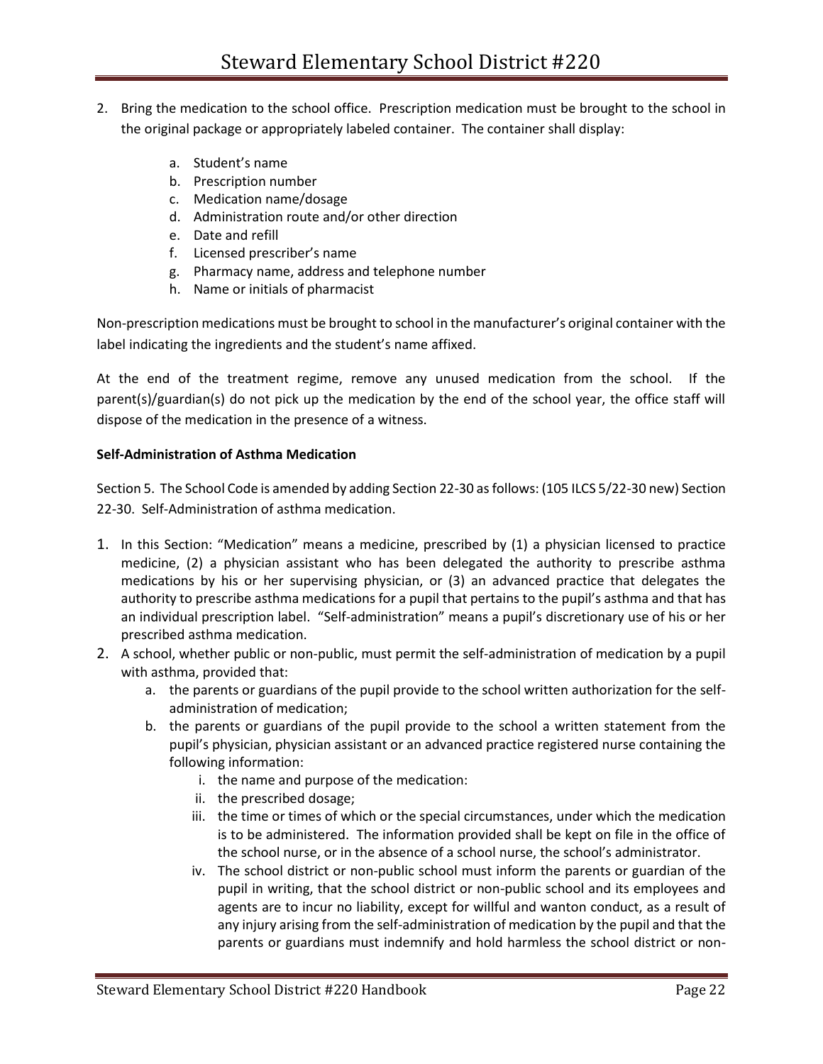2. Bring the medication to the school office. Prescription medication must be brought to the school in the original package or appropriately labeled container. The container shall display:

    a. Student's name
    b. Prescription number
    c. Medication name/dosage
    d. Administration route and/or other direction
    e. Date and refill
    f. Licensed prescriber's name
    g. Pharmacy name, address and telephone number
    h. Name or initials of pharmacist

Non-prescription medications must be brought to school in the manufacturer's original container with the label indicating the ingredients and the student's name affixed.

At the end of the treatment regime, remove any unused medication from the school. If the parent(s)/guardian(s) do not pick up the medication by the end of the school year, the office staff will dispose of the medication in the presence of a witness.

**Self-Administration of Asthma Medication**

Section 5. The School Code is amended by adding Section 22-30 as follows: (105 ILCS 5/22-30 new) Section 22-30. Self-Administration of asthma medication.

1. In this Section: "Medication" means a medicine, prescribed by (1) a physician licensed to practice medicine, (2) a physician assistant who has been delegated the authority to prescribe asthma medications by his or her supervising physician, or (3) an advanced practice that delegates the authority to prescribe asthma medications for a pupil that pertains to the pupil's asthma and that has an individual prescription label. "Self-administration" means a pupil's discretionary use of his or her prescribed asthma medication.
2. A school, whether public or non-public, must permit the self-administration of medication by a pupil with asthma, provided that:
    a. the parents or guardians of the pupil provide to the school written authorization for the self-administration of medication;
    b. the parents or guardians of the pupil provide to the school a written statement from the pupil's physician, physician assistant or an advanced practice registered nurse containing the following information:
        i. the name and purpose of the medication:
        ii. the prescribed dosage;
        iii. the time or times of which or the special circumstances, under which the medication is to be administered. The information provided shall be kept on file in the office of the school nurse, or in the absence of a school nurse, the school's administrator.
        iv. The school district or non-public school must inform the parents or guardian of the pupil in writing, that the school district or non-public school and its employees and agents are to incur no liability, except for willful and wanton conduct, as a result of any injury arising from the self-administration of medication by the pupil and that the parents or guardians must indemnify and hold harmless the school district or non-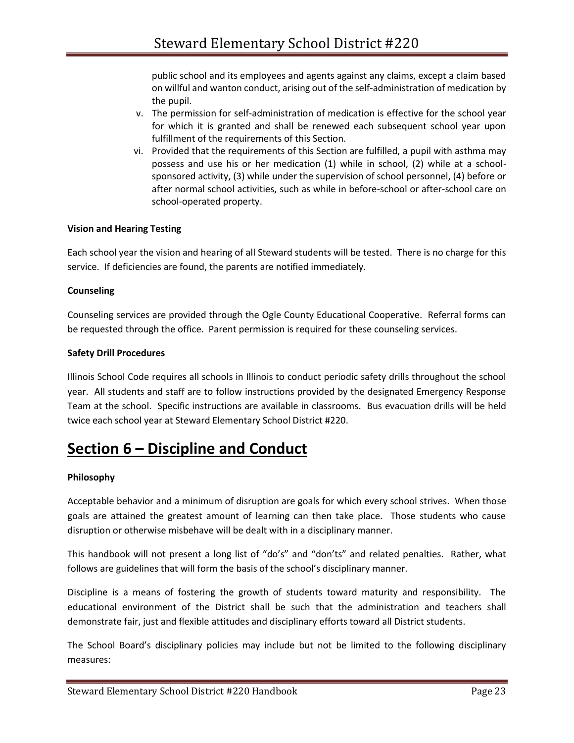public school and its employees and agents against any claims, except a claim based on willful and wanton conduct, arising out of the self-administration of medication by the pupil.

v. The permission for self-administration of medication is effective for the school year for which it is granted and shall be renewed each subsequent school year upon fulfillment of the requirements of this Section.

vi. Provided that the requirements of this Section are fulfilled, a pupil with asthma may possess and use his or her medication (1) while in school, (2) while at a school-sponsored activity, (3) while under the supervision of school personnel, (4) before or after normal school activities, such as while in before-school or after-school care on school-operated property.

**Vision and Hearing Testing**

Each school year the vision and hearing of all Steward students will be tested. There is no charge for this service. If deficiencies are found, the parents are notified immediately.

**Counseling**

Counseling services are provided through the Ogle County Educational Cooperative. Referral forms can be requested through the office. Parent permission is required for these counseling services.

**Safety Drill Procedures**

Illinois School Code requires all schools in Illinois to conduct periodic safety drills throughout the school year. All students and staff are to follow instructions provided by the designated Emergency Response Team at the school. Specific instructions are available in classrooms. Bus evacuation drills will be held twice each school year at Steward Elementary School District #220.

# Section 6 – Discipline and Conduct

**Philosophy**

Acceptable behavior and a minimum of disruption are goals for which every school strives. When those goals are attained the greatest amount of learning can then take place. Those students who cause disruption or otherwise misbehave will be dealt with in a disciplinary manner.

This handbook will not present a long list of "do's" and "don'ts" and related penalties. Rather, what follows are guidelines that will form the basis of the school's disciplinary manner.

Discipline is a means of fostering the growth of students toward maturity and responsibility. The educational environment of the District shall be such that the administration and teachers shall demonstrate fair, just and flexible attitudes and disciplinary efforts toward all District students.

The School Board's disciplinary policies may include but not be limited to the following disciplinary measures: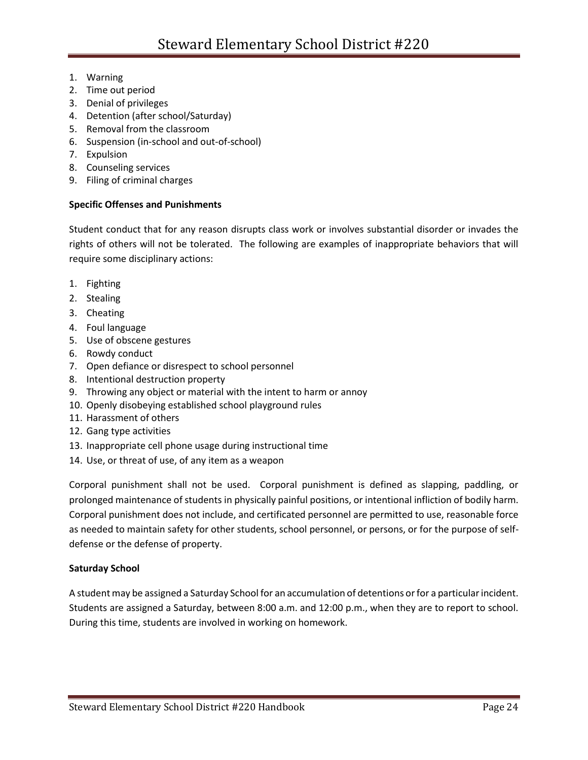1. Warning
2. Time out period
3. Denial of privileges
4. Detention (after school/Saturday)
5. Removal from the classroom
6. Suspension (in-school and out-of-school)
7. Expulsion
8. Counseling services
9. Filing of criminal charges

**Specific Offenses and Punishments**

Student conduct that for any reason disrupts class work or involves substantial disorder or invades the rights of others will not be tolerated. The following are examples of inappropriate behaviors that will require some disciplinary actions:

1. Fighting
2. Stealing
3. Cheating
4. Foul language
5. Use of obscene gestures
6. Rowdy conduct
7. Open defiance or disrespect to school personnel
8. Intentional destruction property
9. Throwing any object or material with the intent to harm or annoy
10. Openly disobeying established school playground rules
11. Harassment of others
12. Gang type activities
13. Inappropriate cell phone usage during instructional time
14. Use, or threat of use, of any item as a weapon

Corporal punishment shall not be used. Corporal punishment is defined as slapping, paddling, or prolonged maintenance of students in physically painful positions, or intentional infliction of bodily harm. Corporal punishment does not include, and certificated personnel are permitted to use, reasonable force as needed to maintain safety for other students, school personnel, or persons, or for the purpose of self-defense or the defense of property.

**Saturday School**

A student may be assigned a Saturday School for an accumulation of detentions or for a particular incident. Students are assigned a Saturday, between 8:00 a.m. and 12:00 p.m., when they are to report to school. During this time, students are involved in working on homework.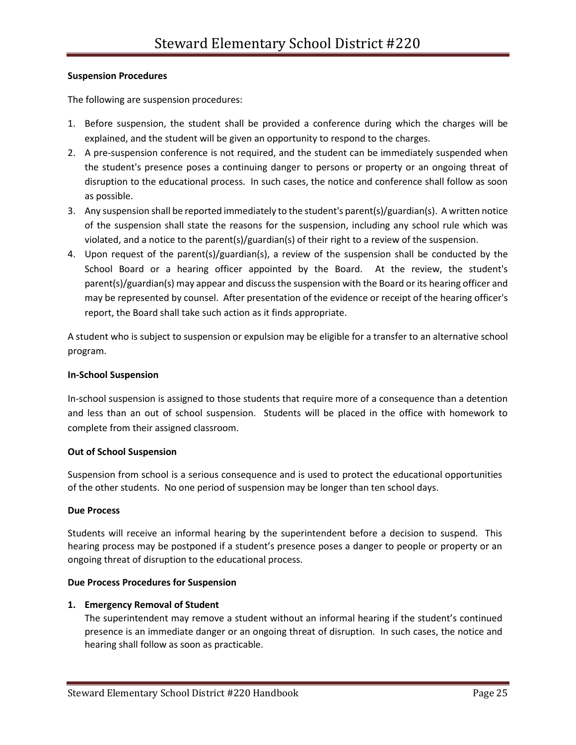**Suspension Procedures**

The following are suspension procedures:

1. Before suspension, the student shall be provided a conference during which the charges will be explained, and the student will be given an opportunity to respond to the charges.
2. A pre-suspension conference is not required, and the student can be immediately suspended when the student's presence poses a continuing danger to persons or property or an ongoing threat of disruption to the educational process. In such cases, the notice and conference shall follow as soon as possible.
3. Any suspension shall be reported immediately to the student's parent(s)/guardian(s). A written notice of the suspension shall state the reasons for the suspension, including any school rule which was violated, and a notice to the parent(s)/guardian(s) of their right to a review of the suspension.
4. Upon request of the parent(s)/guardian(s), a review of the suspension shall be conducted by the School Board or a hearing officer appointed by the Board. At the review, the student's parent(s)/guardian(s) may appear and discuss the suspension with the Board or its hearing officer and may be represented by counsel. After presentation of the evidence or receipt of the hearing officer's report, the Board shall take such action as it finds appropriate.

A student who is subject to suspension or expulsion may be eligible for a transfer to an alternative school program.

**In-School Suspension**

In-school suspension is assigned to those students that require more of a consequence than a detention and less than an out of school suspension. Students will be placed in the office with homework to complete from their assigned classroom.

**Out of School Suspension**

Suspension from school is a serious consequence and is used to protect the educational opportunities of the other students. No one period of suspension may be longer than ten school days.

**Due Process**

Students will receive an informal hearing by the superintendent before a decision to suspend. This hearing process may be postponed if a student's presence poses a danger to people or property or an ongoing threat of disruption to the educational process.

**Due Process Procedures for Suspension**

1. **Emergency Removal of Student**
   The superintendent may remove a student without an informal hearing if the student's continued presence is an immediate danger or an ongoing threat of disruption. In such cases, the notice and hearing shall follow as soon as practicable.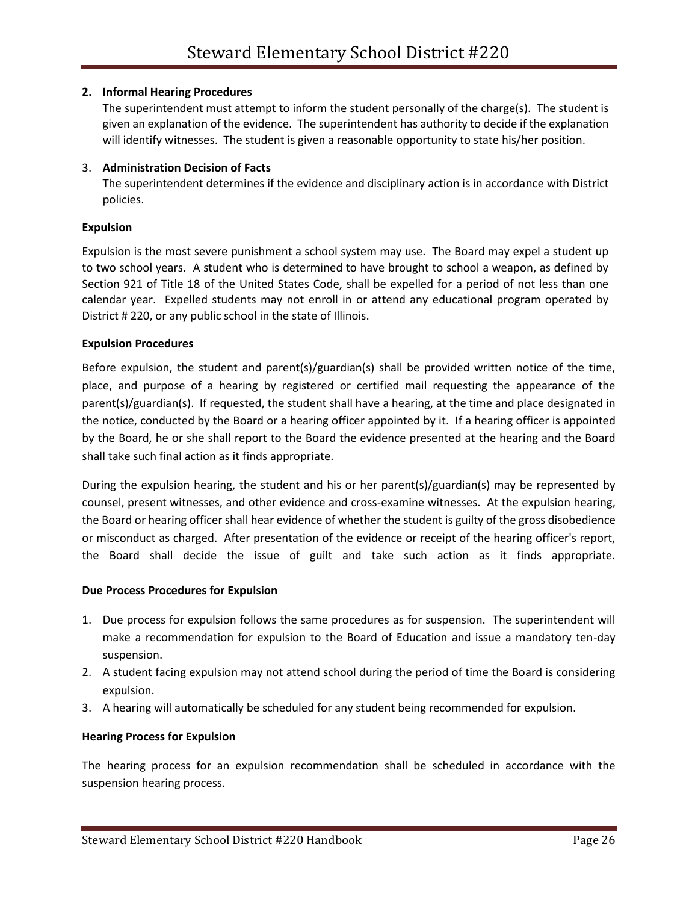2. **Informal Hearing Procedures**
   The superintendent must attempt to inform the student personally of the charge(s). The student is given an explanation of the evidence. The superintendent has authority to decide if the explanation will identify witnesses. The student is given a reasonable opportunity to state his/her position.

3. **Administration Decision of Facts**
   The superintendent determines if the evidence and disciplinary action is in accordance with District policies.

**Expulsion**

Expulsion is the most severe punishment a school system may use. The Board may expel a student up to two school years. A student who is determined to have brought to school a weapon, as defined by Section 921 of Title 18 of the United States Code, shall be expelled for a period of not less than one calendar year. Expelled students may not enroll in or attend any educational program operated by District # 220, or any public school in the state of Illinois.

**Expulsion Procedures**

Before expulsion, the student and parent(s)/guardian(s) shall be provided written notice of the time, place, and purpose of a hearing by registered or certified mail requesting the appearance of the parent(s)/guardian(s). If requested, the student shall have a hearing, at the time and place designated in the notice, conducted by the Board or a hearing officer appointed by it. If a hearing officer is appointed by the Board, he or she shall report to the Board the evidence presented at the hearing and the Board shall take such final action as it finds appropriate.

During the expulsion hearing, the student and his or her parent(s)/guardian(s) may be represented by counsel, present witnesses, and other evidence and cross-examine witnesses. At the expulsion hearing, the Board or hearing officer shall hear evidence of whether the student is guilty of the gross disobedience or misconduct as charged. After presentation of the evidence or receipt of the hearing officer's report, the Board shall decide the issue of guilt and take such action as it finds appropriate.

**Due Process Procedures for Expulsion**

1. Due process for expulsion follows the same procedures as for suspension. The superintendent will make a recommendation for expulsion to the Board of Education and issue a mandatory ten-day suspension.
2. A student facing expulsion may not attend school during the period of time the Board is considering expulsion.
3. A hearing will automatically be scheduled for any student being recommended for expulsion.

**Hearing Process for Expulsion**

The hearing process for an expulsion recommendation shall be scheduled in accordance with the suspension hearing process.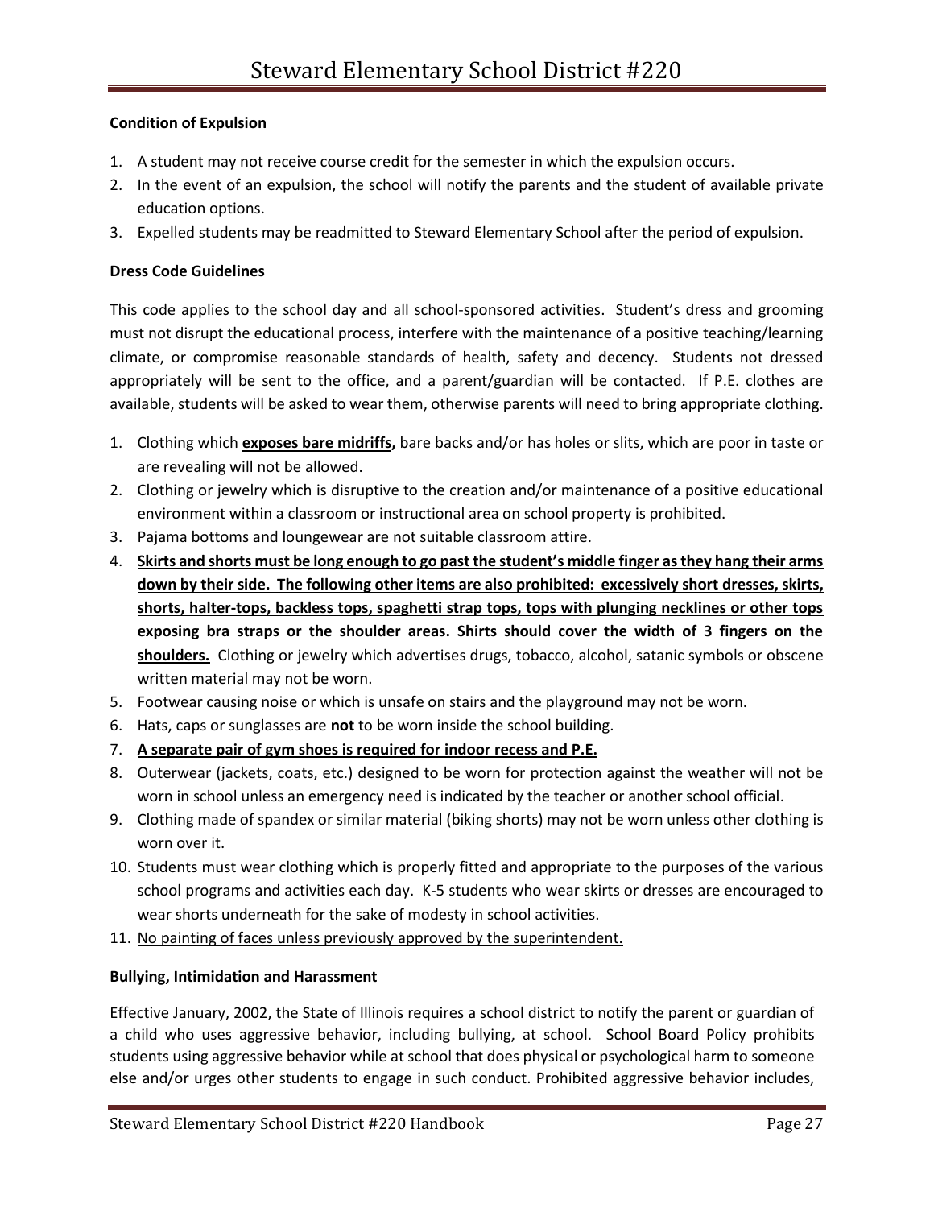**Condition of Expulsion**

1. A student may not receive course credit for the semester in which the expulsion occurs.
2. In the event of an expulsion, the school will notify the parents and the student of available private education options.
3. Expelled students may be readmitted to Steward Elementary School after the period of expulsion.

**Dress Code Guidelines**

This code applies to the school day and all school-sponsored activities. Student's dress and grooming must not disrupt the educational process, interfere with the maintenance of a positive teaching/learning climate, or compromise reasonable standards of health, safety and decency. Students not dressed appropriately will be sent to the office, and a parent/guardian will be contacted. If P.E. clothes are available, students will be asked to wear them, otherwise parents will need to bring appropriate clothing.

1. Clothing which <u>**exposes bare midriffs,**</u> bare backs and/or has holes or slits, which are poor in taste or are revealing will not be allowed.
2. Clothing or jewelry which is disruptive to the creation and/or maintenance of a positive educational environment within a classroom or instructional area on school property is prohibited.
3. Pajama bottoms and loungewear are not suitable classroom attire.
4. <u>**Skirts and shorts must be long enough to go past the student's middle finger as they hang their arms down by their side. The following other items are also prohibited: excessively short dresses, skirts, shorts, halter-tops, backless tops, spaghetti strap tops, tops with plunging necklines or other tops exposing bra straps or the shoulder areas. Shirts should cover the width of 3 fingers on the shoulders.**</u> Clothing or jewelry which advertises drugs, tobacco, alcohol, satanic symbols or obscene written material may not be worn.
5. Footwear causing noise or which is unsafe on stairs and the playground may not be worn.
6. Hats, caps or sunglasses are **not** to be worn inside the school building.
7. <u>**A separate pair of gym shoes is required for indoor recess and P.E.**</u>
8. Outerwear (jackets, coats, etc.) designed to be worn for protection against the weather will not be worn in school unless an emergency need is indicated by the teacher or another school official.
9. Clothing made of spandex or similar material (biking shorts) may not be worn unless other clothing is worn over it.
10. Students must wear clothing which is properly fitted and appropriate to the purposes of the various school programs and activities each day. K-5 students who wear skirts or dresses are encouraged to wear shorts underneath for the sake of modesty in school activities.
11. <u>No painting of faces unless previously approved by the superintendent.</u>

**Bullying, Intimidation and Harassment**

Effective January, 2002, the State of Illinois requires a school district to notify the parent or guardian of a child who uses aggressive behavior, including bullying, at school. School Board Policy prohibits students using aggressive behavior while at school that does physical or psychological harm to someone else and/or urges other students to engage in such conduct. Prohibited aggressive behavior includes,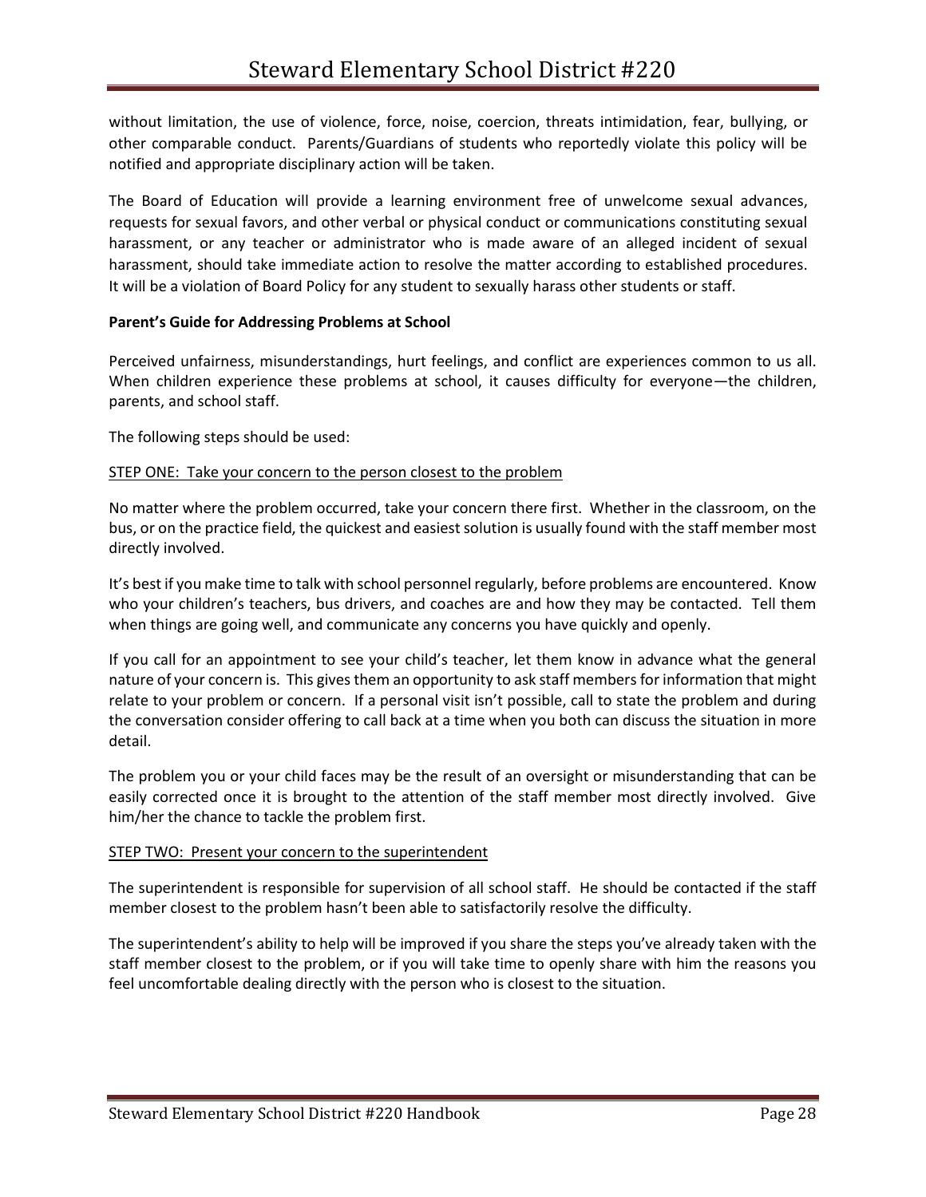without limitation, the use of violence, force, noise, coercion, threats intimidation, fear, bullying, or other comparable conduct. Parents/Guardians of students who reportedly violate this policy will be notified and appropriate disciplinary action will be taken.

The Board of Education will provide a learning environment free of unwelcome sexual advances, requests for sexual favors, and other verbal or physical conduct or communications constituting sexual harassment, or any teacher or administrator who is made aware of an alleged incident of sexual harassment, should take immediate action to resolve the matter according to established procedures. It will be a violation of Board Policy for any student to sexually harass other students or staff.

**Parent's Guide for Addressing Problems at School**

Perceived unfairness, misunderstandings, hurt feelings, and conflict are experiences common to us all. When children experience these problems at school, it causes difficulty for everyone—the children, parents, and school staff.

The following steps should be used:

<u>STEP ONE: Take your concern to the person closest to the problem</u>

No matter where the problem occurred, take your concern there first. Whether in the classroom, on the bus, or on the practice field, the quickest and easiest solution is usually found with the staff member most directly involved.

It's best if you make time to talk with school personnel regularly, before problems are encountered. Know who your children's teachers, bus drivers, and coaches are and how they may be contacted. Tell them when things are going well, and communicate any concerns you have quickly and openly.

If you call for an appointment to see your child's teacher, let them know in advance what the general nature of your concern is. This gives them an opportunity to ask staff members for information that might relate to your problem or concern. If a personal visit isn't possible, call to state the problem and during the conversation consider offering to call back at a time when you both can discuss the situation in more detail.

The problem you or your child faces may be the result of an oversight or misunderstanding that can be easily corrected once it is brought to the attention of the staff member most directly involved. Give him/her the chance to tackle the problem first.

<u>STEP TWO: Present your concern to the superintendent</u>

The superintendent is responsible for supervision of all school staff. He should be contacted if the staff member closest to the problem hasn't been able to satisfactorily resolve the difficulty.

The superintendent's ability to help will be improved if you share the steps you've already taken with the staff member closest to the problem, or if you will take time to openly share with him the reasons you feel uncomfortable dealing directly with the person who is closest to the situation.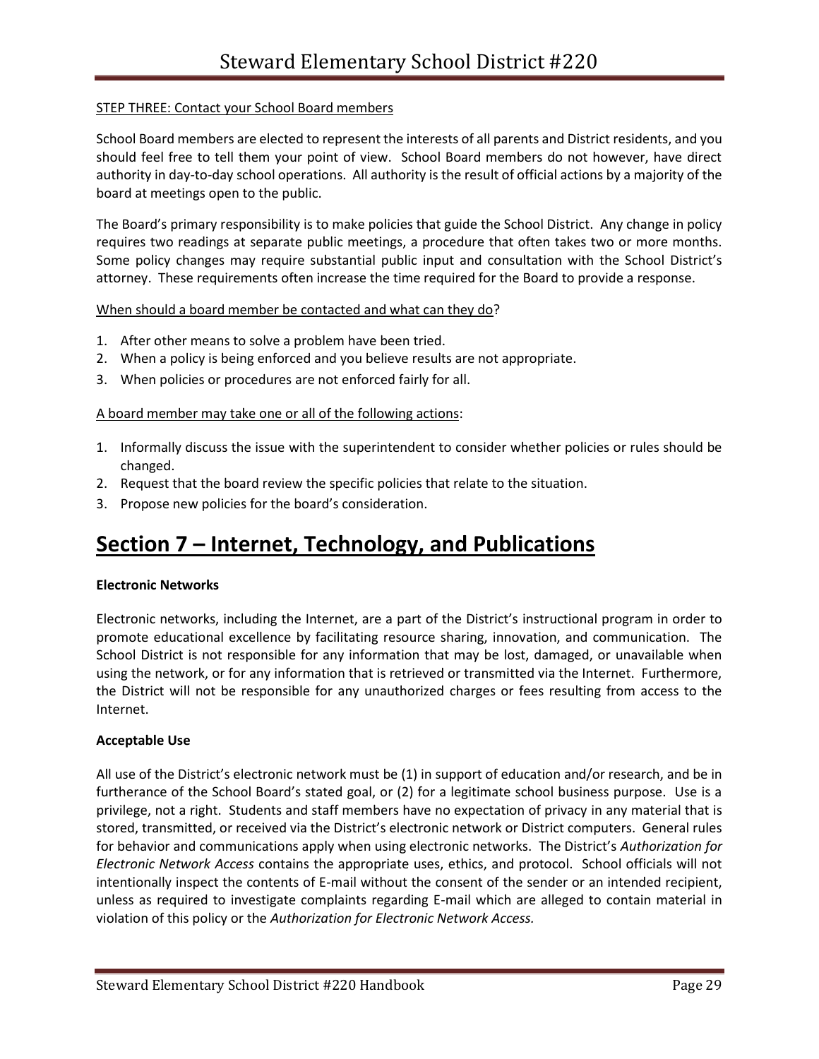STEP THREE: Contact your School Board members

School Board members are elected to represent the interests of all parents and District residents, and you should feel free to tell them your point of view. School Board members do not however, have direct authority in day-to-day school operations. All authority is the result of official actions by a majority of the board at meetings open to the public.

The Board's primary responsibility is to make policies that guide the School District. Any change in policy requires two readings at separate public meetings, a procedure that often takes two or more months. Some policy changes may require substantial public input and consultation with the School District's attorney. These requirements often increase the time required for the Board to provide a response.

When should a board member be contacted and what can they do?

1. After other means to solve a problem have been tried.
2. When a policy is being enforced and you believe results are not appropriate.
3. When policies or procedures are not enforced fairly for all.

A board member may take one or all of the following actions:

1. Informally discuss the issue with the superintendent to consider whether policies or rules should be changed.
2. Request that the board review the specific policies that relate to the situation.
3. Propose new policies for the board's consideration.

# Section 7 – Internet, Technology, and Publications

**Electronic Networks**

Electronic networks, including the Internet, are a part of the District's instructional program in order to promote educational excellence by facilitating resource sharing, innovation, and communication. The School District is not responsible for any information that may be lost, damaged, or unavailable when using the network, or for any information that is retrieved or transmitted via the Internet. Furthermore, the District will not be responsible for any unauthorized charges or fees resulting from access to the Internet.

**Acceptable Use**

All use of the District's electronic network must be (1) in support of education and/or research, and be in furtherance of the School Board's stated goal, or (2) for a legitimate school business purpose. Use is a privilege, not a right. Students and staff members have no expectation of privacy in any material that is stored, transmitted, or received via the District's electronic network or District computers. General rules for behavior and communications apply when using electronic networks. The District's *Authorization for Electronic Network Access* contains the appropriate uses, ethics, and protocol. School officials will not intentionally inspect the contents of E-mail without the consent of the sender or an intended recipient, unless as required to investigate complaints regarding E-mail which are alleged to contain material in violation of this policy or the *Authorization for Electronic Network Access.*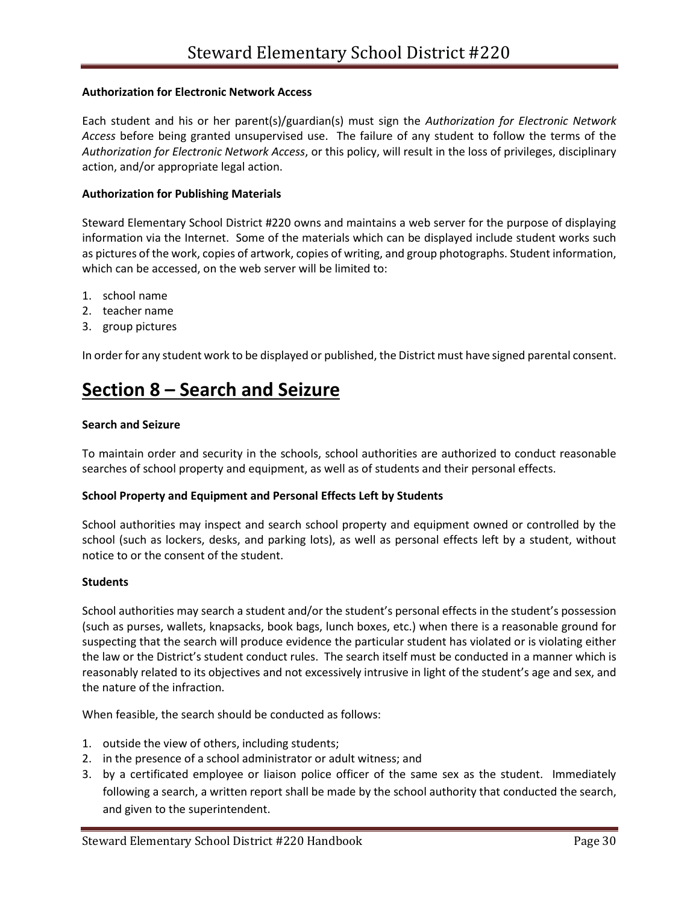**Authorization for Electronic Network Access**

Each student and his or her parent(s)/guardian(s) must sign the *Authorization for Electronic Network Access* before being granted unsupervised use. The failure of any student to follow the terms of the *Authorization for Electronic Network Access*, or this policy, will result in the loss of privileges, disciplinary action, and/or appropriate legal action.

**Authorization for Publishing Materials**

Steward Elementary School District #220 owns and maintains a web server for the purpose of displaying information via the Internet. Some of the materials which can be displayed include student works such as pictures of the work, copies of artwork, copies of writing, and group photographs. Student information, which can be accessed, on the web server will be limited to:

1. school name
2. teacher name
3. group pictures

In order for any student work to be displayed or published, the District must have signed parental consent.

# Section 8 – Search and Seizure

**Search and Seizure**

To maintain order and security in the schools, school authorities are authorized to conduct reasonable searches of school property and equipment, as well as of students and their personal effects.

**School Property and Equipment and Personal Effects Left by Students**

School authorities may inspect and search school property and equipment owned or controlled by the school (such as lockers, desks, and parking lots), as well as personal effects left by a student, without notice to or the consent of the student.

**Students**

School authorities may search a student and/or the student's personal effects in the student's possession (such as purses, wallets, knapsacks, book bags, lunch boxes, etc.) when there is a reasonable ground for suspecting that the search will produce evidence the particular student has violated or is violating either the law or the District's student conduct rules. The search itself must be conducted in a manner which is reasonably related to its objectives and not excessively intrusive in light of the student's age and sex, and the nature of the infraction.

When feasible, the search should be conducted as follows:

1. outside the view of others, including students;
2. in the presence of a school administrator or adult witness; and
3. by a certificated employee or liaison police officer of the same sex as the student. Immediately following a search, a written report shall be made by the school authority that conducted the search, and given to the superintendent.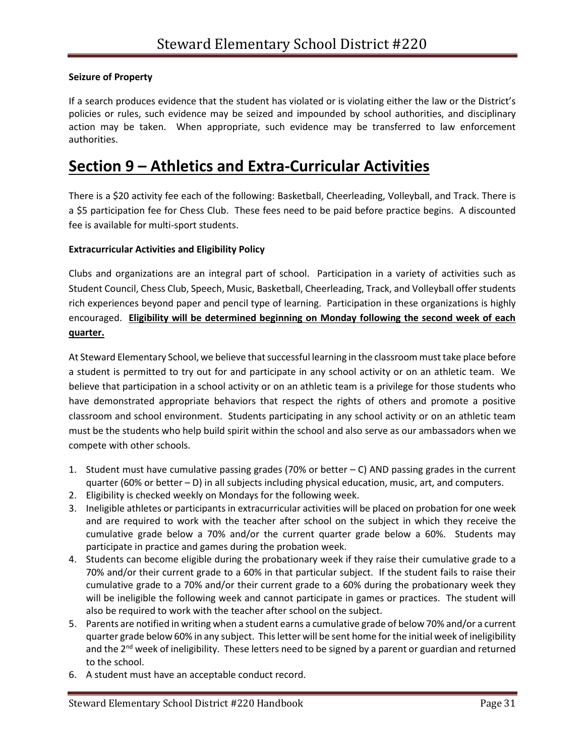**Seizure of Property**

If a search produces evidence that the student has violated or is violating either the law or the District's policies or rules, such evidence may be seized and impounded by school authorities, and disciplinary action may be taken. When appropriate, such evidence may be transferred to law enforcement authorities.

# Section 9 – Athletics and Extra-Curricular Activities

There is a $20 activity fee each of the following: Basketball, Cheerleading, Volleyball, and Track. There is a $5 participation fee for Chess Club. These fees need to be paid before practice begins. A discounted fee is available for multi-sport students.

**Extracurricular Activities and Eligibility Policy**

Clubs and organizations are an integral part of school. Participation in a variety of activities such as Student Council, Chess Club, Speech, Music, Basketball, Cheerleading, Track, and Volleyball offer students rich experiences beyond paper and pencil type of learning. Participation in these organizations is highly encouraged. **Eligibility will be determined beginning on Monday following the second week of each quarter.**

At Steward Elementary School, we believe that successful learning in the classroom must take place before a student is permitted to try out for and participate in any school activity or on an athletic team. We believe that participation in a school activity or on an athletic team is a privilege for those students who have demonstrated appropriate behaviors that respect the rights of others and promote a positive classroom and school environment. Students participating in any school activity or on an athletic team must be the students who help build spirit within the school and also serve as our ambassadors when we compete with other schools.

1. Student must have cumulative passing grades (70% or better – C) AND passing grades in the current quarter (60% or better – D) in all subjects including physical education, music, art, and computers.
2. Eligibility is checked weekly on Mondays for the following week.
3. Ineligible athletes or participants in extracurricular activities will be placed on probation for one week and are required to work with the teacher after school on the subject in which they receive the cumulative grade below a 70% and/or the current quarter grade below a 60%. Students may participate in practice and games during the probation week.
4. Students can become eligible during the probationary week if they raise their cumulative grade to a 70% and/or their current grade to a 60% in that particular subject. If the student fails to raise their cumulative grade to a 70% and/or their current grade to a 60% during the probationary week they will be ineligible the following week and cannot participate in games or practices. The student will also be required to work with the teacher after school on the subject.
5. Parents are notified in writing when a student earns a cumulative grade of below 70% and/or a current quarter grade below 60% in any subject. This letter will be sent home for the initial week of ineligibility and the 2nd week of ineligibility. These letters need to be signed by a parent or guardian and returned to the school.
6. A student must have an acceptable conduct record.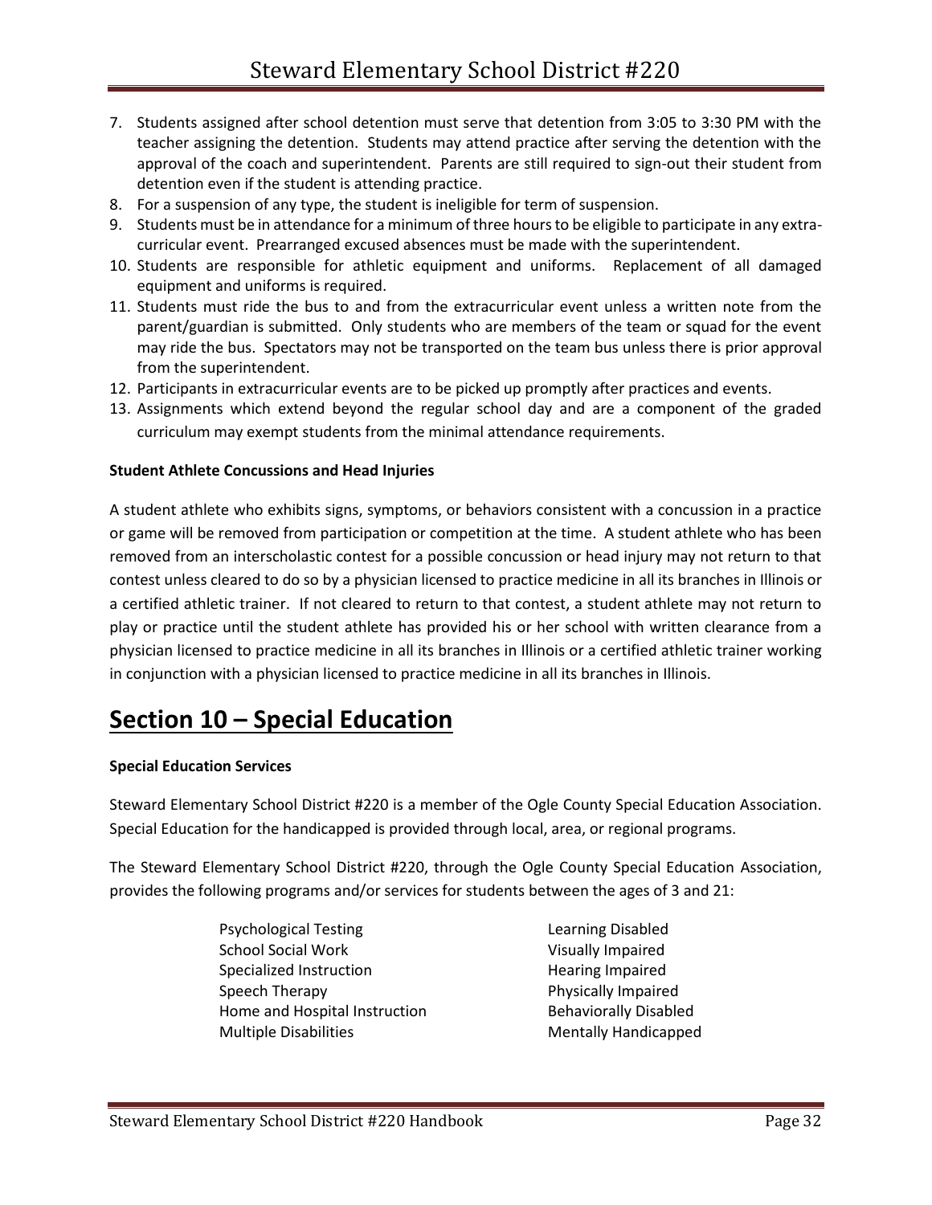7. Students assigned after school detention must serve that detention from 3:05 to 3:30 PM with the teacher assigning the detention. Students may attend practice after serving the detention with the approval of the coach and superintendent. Parents are still required to sign-out their student from detention even if the student is attending practice.
8. For a suspension of any type, the student is ineligible for term of suspension.
9. Students must be in attendance for a minimum of three hours to be eligible to participate in any extra-curricular event. Prearranged excused absences must be made with the superintendent.
10. Students are responsible for athletic equipment and uniforms. Replacement of all damaged equipment and uniforms is required.
11. Students must ride the bus to and from the extracurricular event unless a written note from the parent/guardian is submitted. Only students who are members of the team or squad for the event may ride the bus. Spectators may not be transported on the team bus unless there is prior approval from the superintendent.
12. Participants in extracurricular events are to be picked up promptly after practices and events.
13. Assignments which extend beyond the regular school day and are a component of the graded curriculum may exempt students from the minimal attendance requirements.

**Student Athlete Concussions and Head Injuries**

A student athlete who exhibits signs, symptoms, or behaviors consistent with a concussion in a practice or game will be removed from participation or competition at the time. A student athlete who has been removed from an interscholastic contest for a possible concussion or head injury may not return to that contest unless cleared to do so by a physician licensed to practice medicine in all its branches in Illinois or a certified athletic trainer. If not cleared to return to that contest, a student athlete may not return to play or practice until the student athlete has provided his or her school with written clearance from a physician licensed to practice medicine in all its branches in Illinois or a certified athletic trainer working in conjunction with a physician licensed to practice medicine in all its branches in Illinois.

# Section 10 – Special Education

**Special Education Services**

Steward Elementary School District #220 is a member of the Ogle County Special Education Association. Special Education for the handicapped is provided through local, area, or regional programs.

The Steward Elementary School District #220, through the Ogle County Special Education Association, provides the following programs and/or services for students between the ages of 3 and 21:

- Psychological Testing
- School Social Work
- Specialized Instruction
- Speech Therapy
- Home and Hospital Instruction
- Multiple Disabilities
- Learning Disabled
- Visually Impaired
- Hearing Impaired
- Physically Impaired
- Behaviorally Disabled
- Mentally Handicapped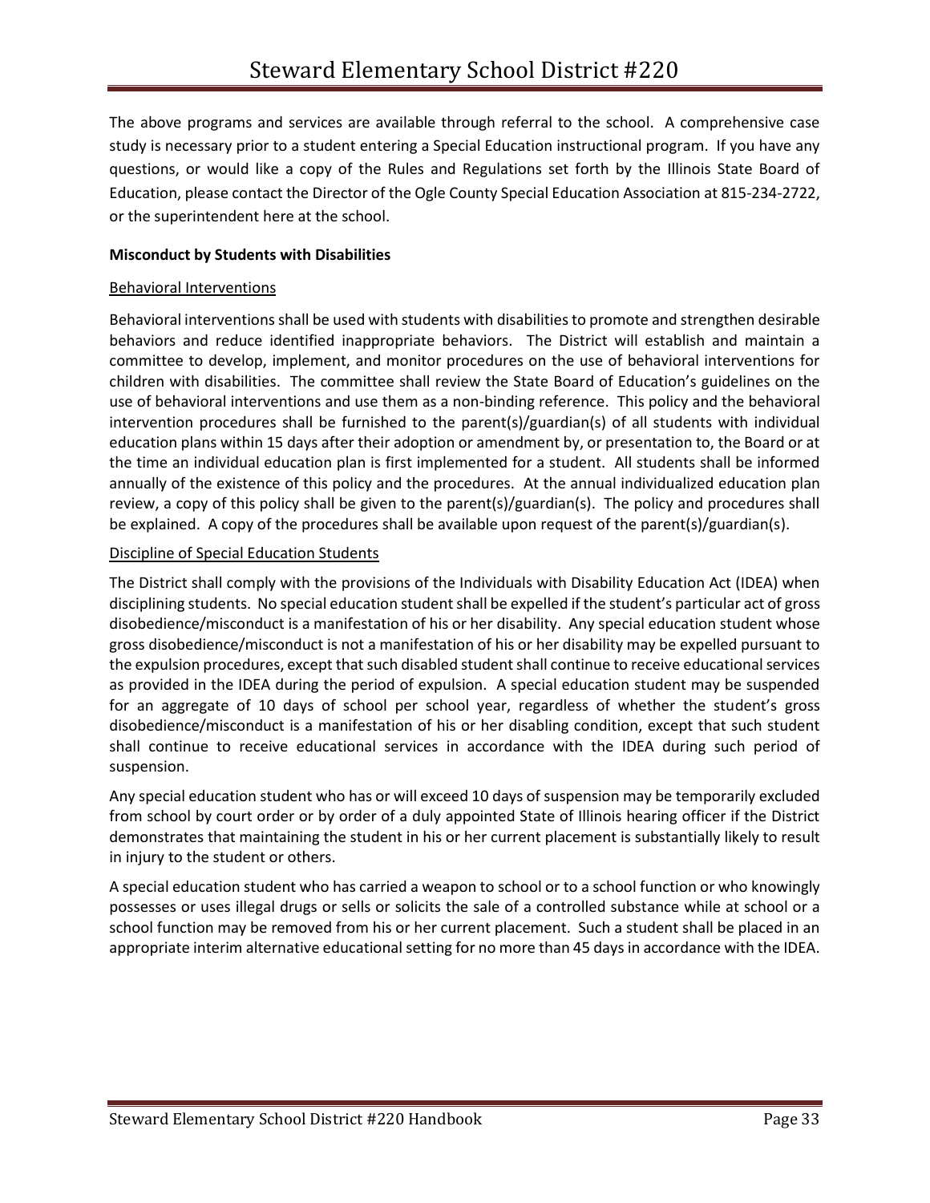The above programs and services are available through referral to the school. A comprehensive case study is necessary prior to a student entering a Special Education instructional program. If you have any questions, or would like a copy of the Rules and Regulations set forth by the Illinois State Board of Education, please contact the Director of the Ogle County Special Education Association at 815-234-2722, or the superintendent here at the school.

**Misconduct by Students with Disabilities**

Behavioral Interventions

Behavioral interventions shall be used with students with disabilities to promote and strengthen desirable behaviors and reduce identified inappropriate behaviors. The District will establish and maintain a committee to develop, implement, and monitor procedures on the use of behavioral interventions for children with disabilities. The committee shall review the State Board of Education's guidelines on the use of behavioral interventions and use them as a non-binding reference. This policy and the behavioral intervention procedures shall be furnished to the parent(s)/guardian(s) of all students with individual education plans within 15 days after their adoption or amendment by, or presentation to, the Board or at the time an individual education plan is first implemented for a student. All students shall be informed annually of the existence of this policy and the procedures. At the annual individualized education plan review, a copy of this policy shall be given to the parent(s)/guardian(s). The policy and procedures shall be explained. A copy of the procedures shall be available upon request of the parent(s)/guardian(s).

Discipline of Special Education Students

The District shall comply with the provisions of the Individuals with Disability Education Act (IDEA) when disciplining students. No special education student shall be expelled if the student's particular act of gross disobedience/misconduct is a manifestation of his or her disability. Any special education student whose gross disobedience/misconduct is not a manifestation of his or her disability may be expelled pursuant to the expulsion procedures, except that such disabled student shall continue to receive educational services as provided in the IDEA during the period of expulsion. A special education student may be suspended for an aggregate of 10 days of school per school year, regardless of whether the student's gross disobedience/misconduct is a manifestation of his or her disabling condition, except that such student shall continue to receive educational services in accordance with the IDEA during such period of suspension.

Any special education student who has or will exceed 10 days of suspension may be temporarily excluded from school by court order or by order of a duly appointed State of Illinois hearing officer if the District demonstrates that maintaining the student in his or her current placement is substantially likely to result in injury to the student or others.

A special education student who has carried a weapon to school or to a school function or who knowingly possesses or uses illegal drugs or sells or solicits the sale of a controlled substance while at school or a school function may be removed from his or her current placement. Such a student shall be placed in an appropriate interim alternative educational setting for no more than 45 days in accordance with the IDEA.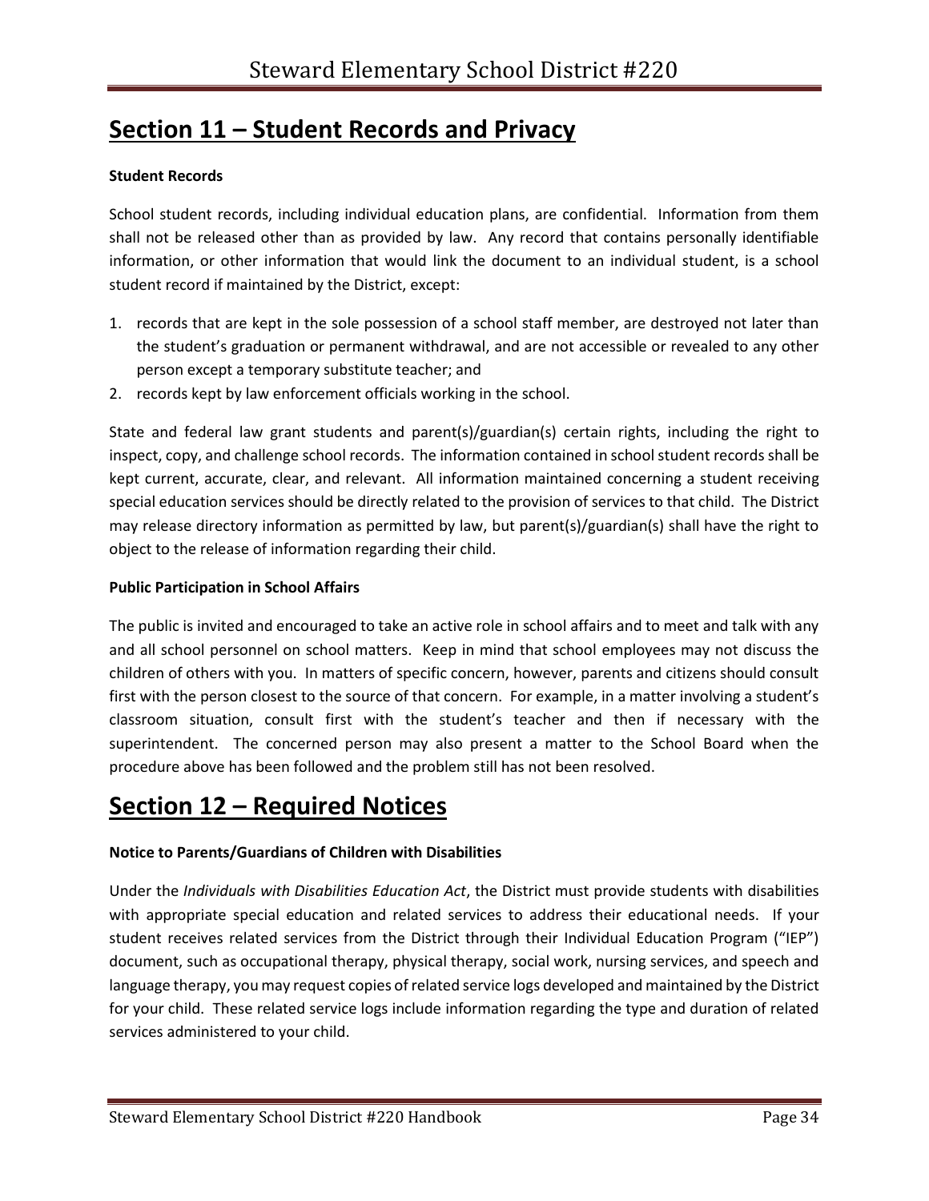# Section 11 – Student Records and Privacy

**Student Records**

School student records, including individual education plans, are confidential. Information from them shall not be released other than as provided by law. Any record that contains personally identifiable information, or other information that would link the document to an individual student, is a school student record if maintained by the District, except:

1. records that are kept in the sole possession of a school staff member, are destroyed not later than the student's graduation or permanent withdrawal, and are not accessible or revealed to any other person except a temporary substitute teacher; and
2. records kept by law enforcement officials working in the school.

State and federal law grant students and parent(s)/guardian(s) certain rights, including the right to inspect, copy, and challenge school records. The information contained in school student records shall be kept current, accurate, clear, and relevant. All information maintained concerning a student receiving special education services should be directly related to the provision of services to that child. The District may release directory information as permitted by law, but parent(s)/guardian(s) shall have the right to object to the release of information regarding their child.

**Public Participation in School Affairs**

The public is invited and encouraged to take an active role in school affairs and to meet and talk with any and all school personnel on school matters. Keep in mind that school employees may not discuss the children of others with you. In matters of specific concern, however, parents and citizens should consult first with the person closest to the source of that concern. For example, in a matter involving a student's classroom situation, consult first with the student's teacher and then if necessary with the superintendent. The concerned person may also present a matter to the School Board when the procedure above has been followed and the problem still has not been resolved.

# Section 12 – Required Notices

**Notice to Parents/Guardians of Children with Disabilities**

Under the *Individuals with Disabilities Education Act*, the District must provide students with disabilities with appropriate special education and related services to address their educational needs. If your student receives related services from the District through their Individual Education Program ("IEP") document, such as occupational therapy, physical therapy, social work, nursing services, and speech and language therapy, you may request copies of related service logs developed and maintained by the District for your child. These related service logs include information regarding the type and duration of related services administered to your child.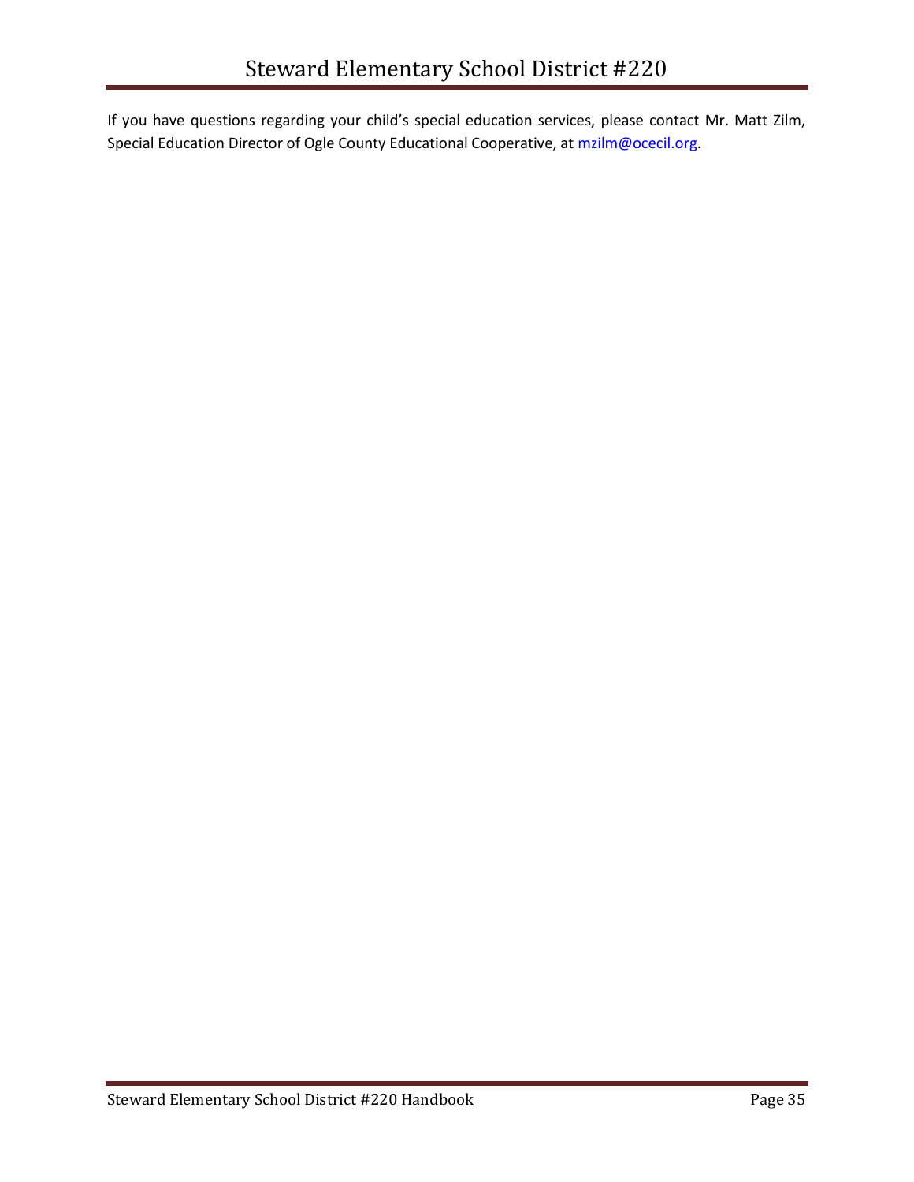If you have questions regarding your child's special education services, please contact Mr. Matt Zilm, Special Education Director of Ogle County Educational Cooperative, at [mzilm@ocecil.org](mailto:mzilm@ocecil.org).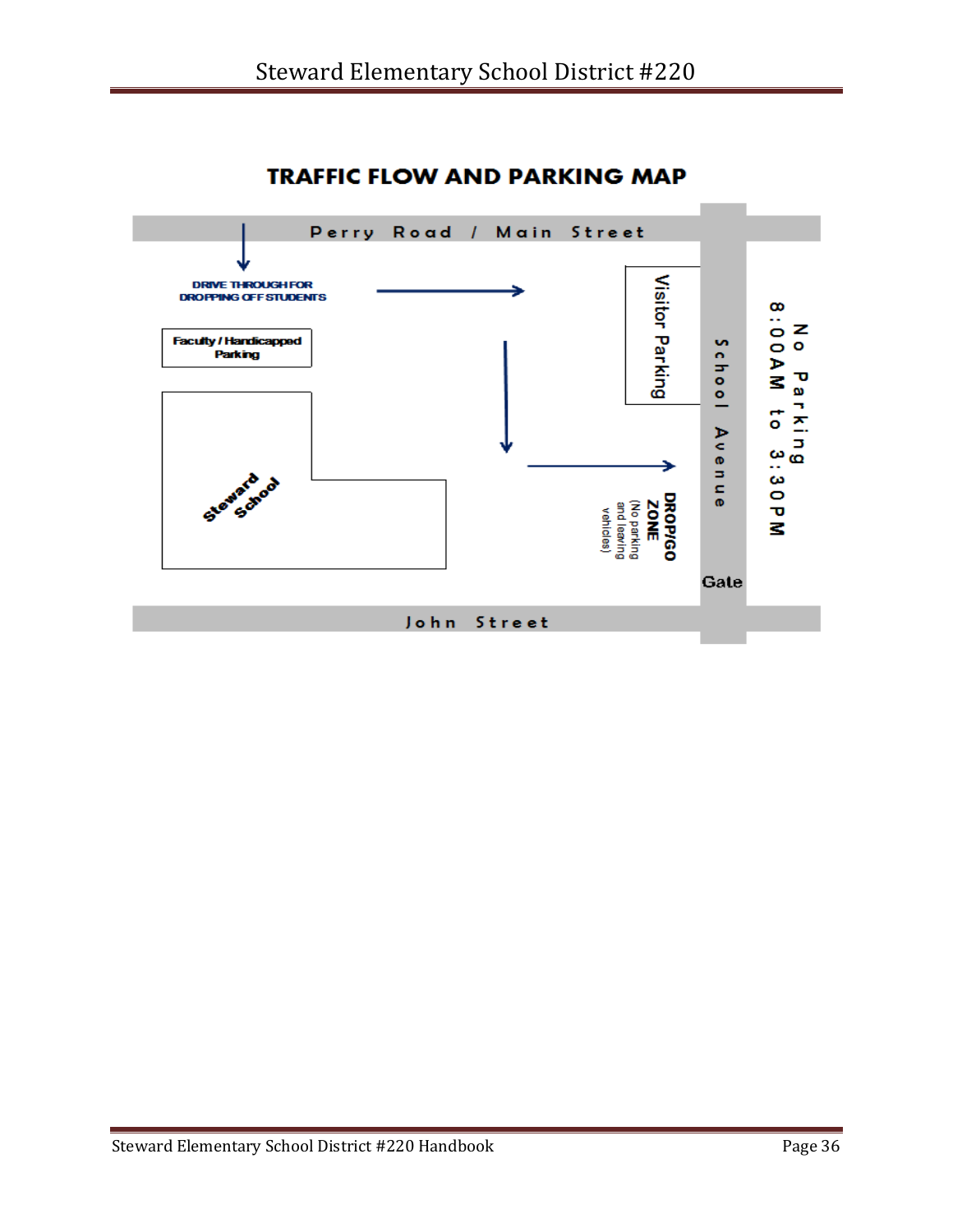## TRAFFIC FLOW AND PARKING MAP

Perry Road / Main Street

DRIVE THROUGH FOR DROPPING OFF STUDENTS

Faculty / Handicapped Parking

Visitor Parking

School Avenue

No Parking 8:00AM to 3:30PM

Steward School

DROP/GO ZONE (No parking and leaving vehicles)

Gate

John Street